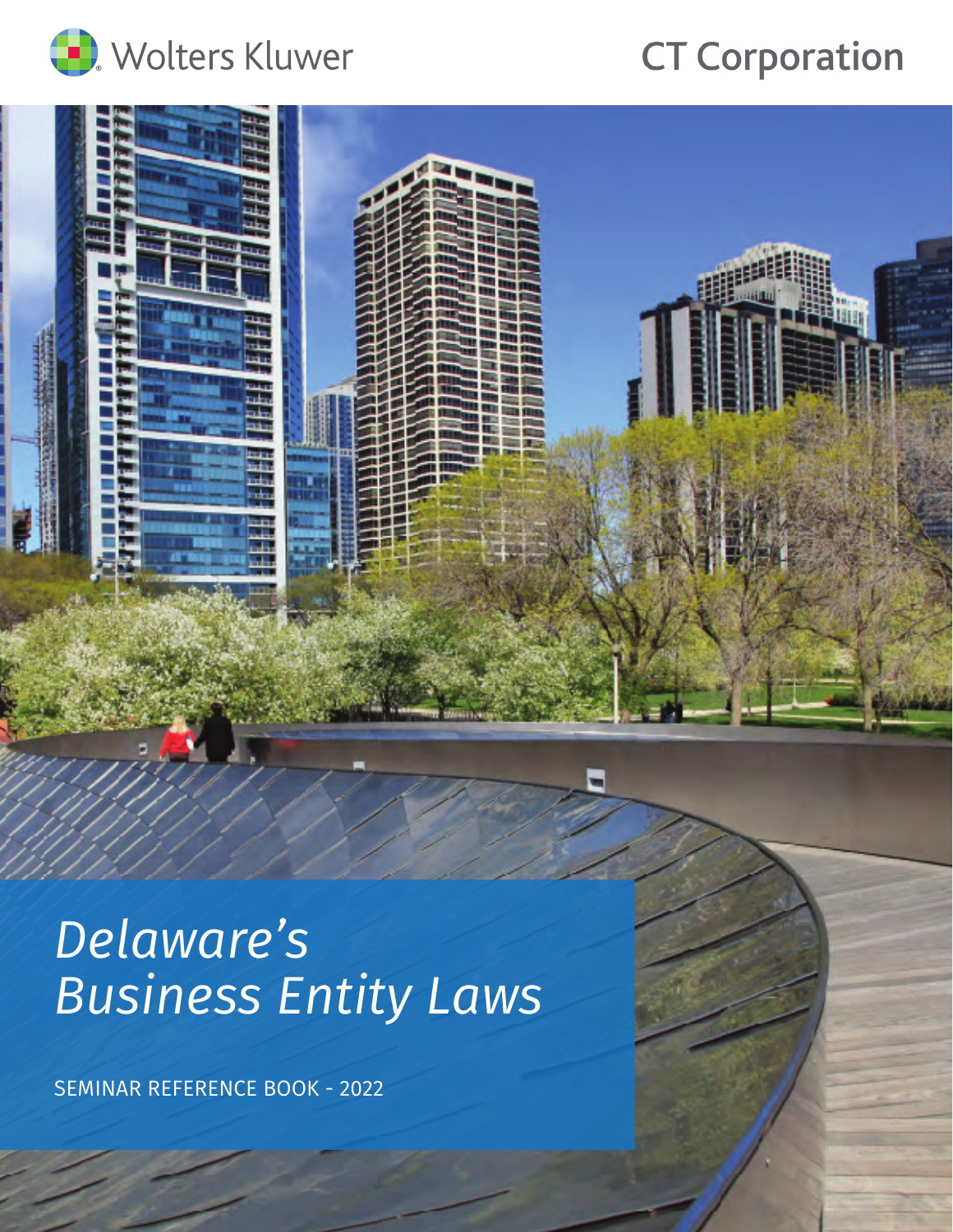Wolters Kluwer

CT Corporation

# *Delaware's Business Entity Laws*

SEMINAR REFERENCE BOOK - 2022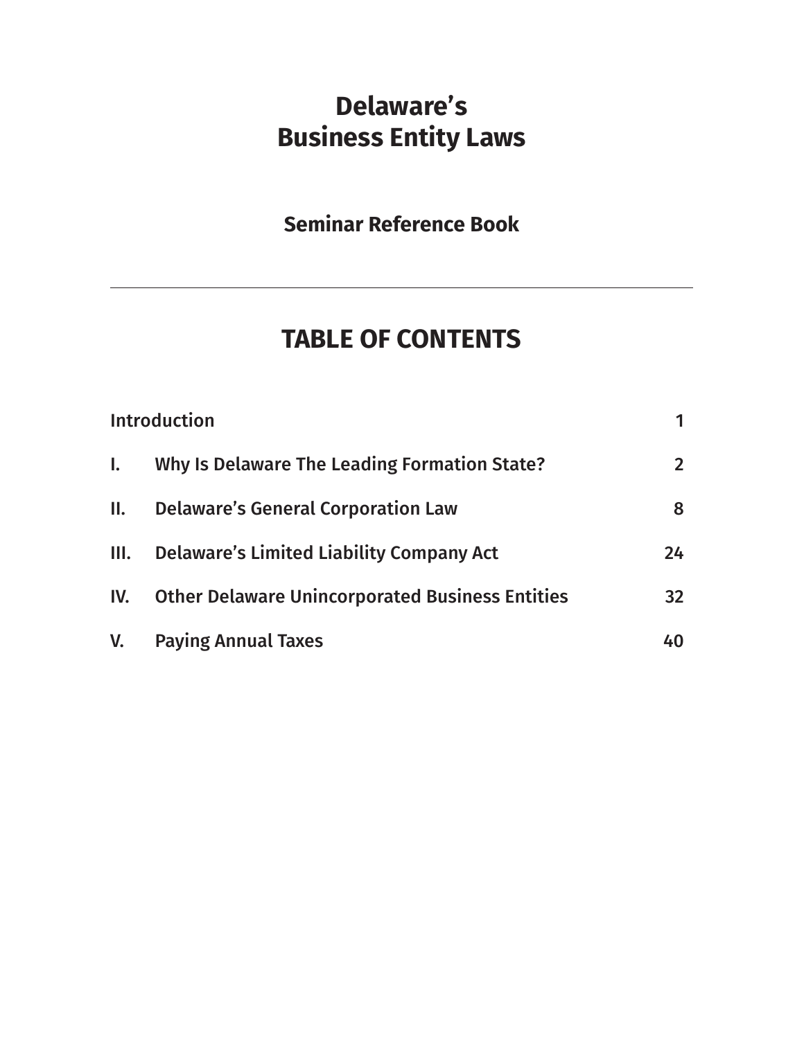# Delaware's Business Entity Laws

## Seminar Reference Book

---

## TABLE OF CONTENTS

| | | |
|---|---|---|
| Introduction | | 1 |
| I. | Why Is Delaware The Leading Formation State? | 2 |
| II. | Delaware's General Corporation Law | 8 |
| III. | Delaware's Limited Liability Company Act | 24 |
| IV. | Other Delaware Unincorporated Business Entities | 32 |
| V. | Paying Annual Taxes | 40 |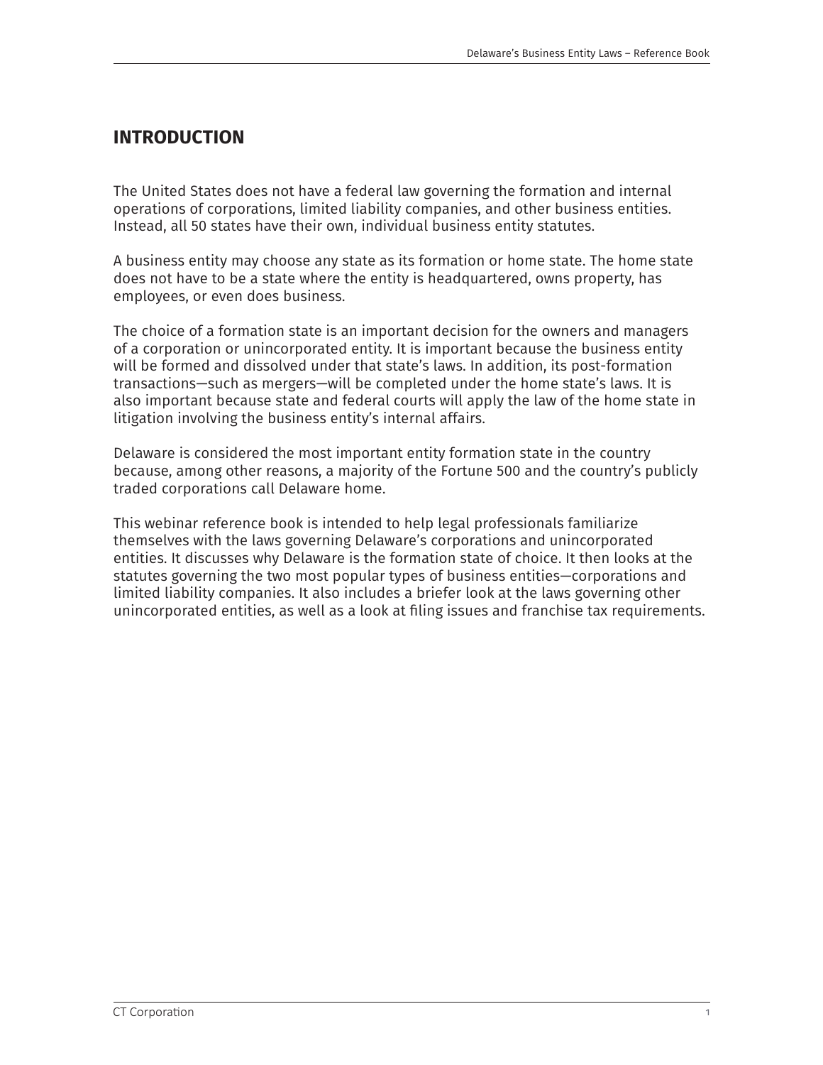## INTRODUCTION

The United States does not have a federal law governing the formation and internal operations of corporations, limited liability companies, and other business entities. Instead, all 50 states have their own, individual business entity statutes.

A business entity may choose any state as its formation or home state. The home state does not have to be a state where the entity is headquartered, owns property, has employees, or even does business.

The choice of a formation state is an important decision for the owners and managers of a corporation or unincorporated entity. It is important because the business entity will be formed and dissolved under that state's laws. In addition, its post-formation transactions—such as mergers—will be completed under the home state's laws. It is also important because state and federal courts will apply the law of the home state in litigation involving the business entity's internal affairs.

Delaware is considered the most important entity formation state in the country because, among other reasons, a majority of the Fortune 500 and the country's publicly traded corporations call Delaware home.

This webinar reference book is intended to help legal professionals familiarize themselves with the laws governing Delaware's corporations and unincorporated entities. It discusses why Delaware is the formation state of choice. It then looks at the statutes governing the two most popular types of business entities—corporations and limited liability companies. It also includes a briefer look at the laws governing other unincorporated entities, as well as a look at filing issues and franchise tax requirements.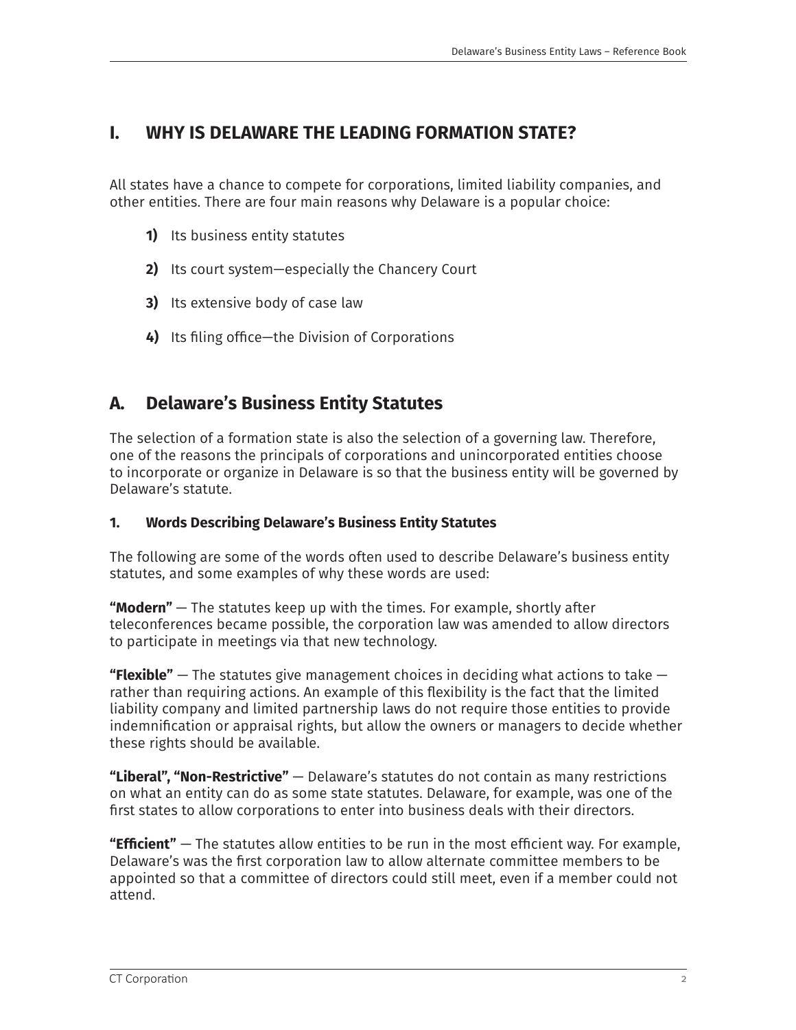# I. WHY IS DELAWARE THE LEADING FORMATION STATE?

All states have a chance to compete for corporations, limited liability companies, and other entities. There are four main reasons why Delaware is a popular choice:

**1)** Its business entity statutes

**2)** Its court system—especially the Chancery Court

**3)** Its extensive body of case law

**4)** Its filing office—the Division of Corporations

## A. Delaware's Business Entity Statutes

The selection of a formation state is also the selection of a governing law. Therefore, one of the reasons the principals of corporations and unincorporated entities choose to incorporate or organize in Delaware is so that the business entity will be governed by Delaware's statute.

### 1. Words Describing Delaware's Business Entity Statutes

The following are some of the words often used to describe Delaware's business entity statutes, and some examples of why these words are used:

**"Modern"** — The statutes keep up with the times. For example, shortly after teleconferences became possible, the corporation law was amended to allow directors to participate in meetings via that new technology.

**"Flexible"** — The statutes give management choices in deciding what actions to take — rather than requiring actions. An example of this flexibility is the fact that the limited liability company and limited partnership laws do not require those entities to provide indemnification or appraisal rights, but allow the owners or managers to decide whether these rights should be available.

**"Liberal", "Non-Restrictive"** — Delaware's statutes do not contain as many restrictions on what an entity can do as some state statutes. Delaware, for example, was one of the first states to allow corporations to enter into business deals with their directors.

**"Efficient"** — The statutes allow entities to be run in the most efficient way. For example, Delaware's was the first corporation law to allow alternate committee members to be appointed so that a committee of directors could still meet, even if a member could not attend.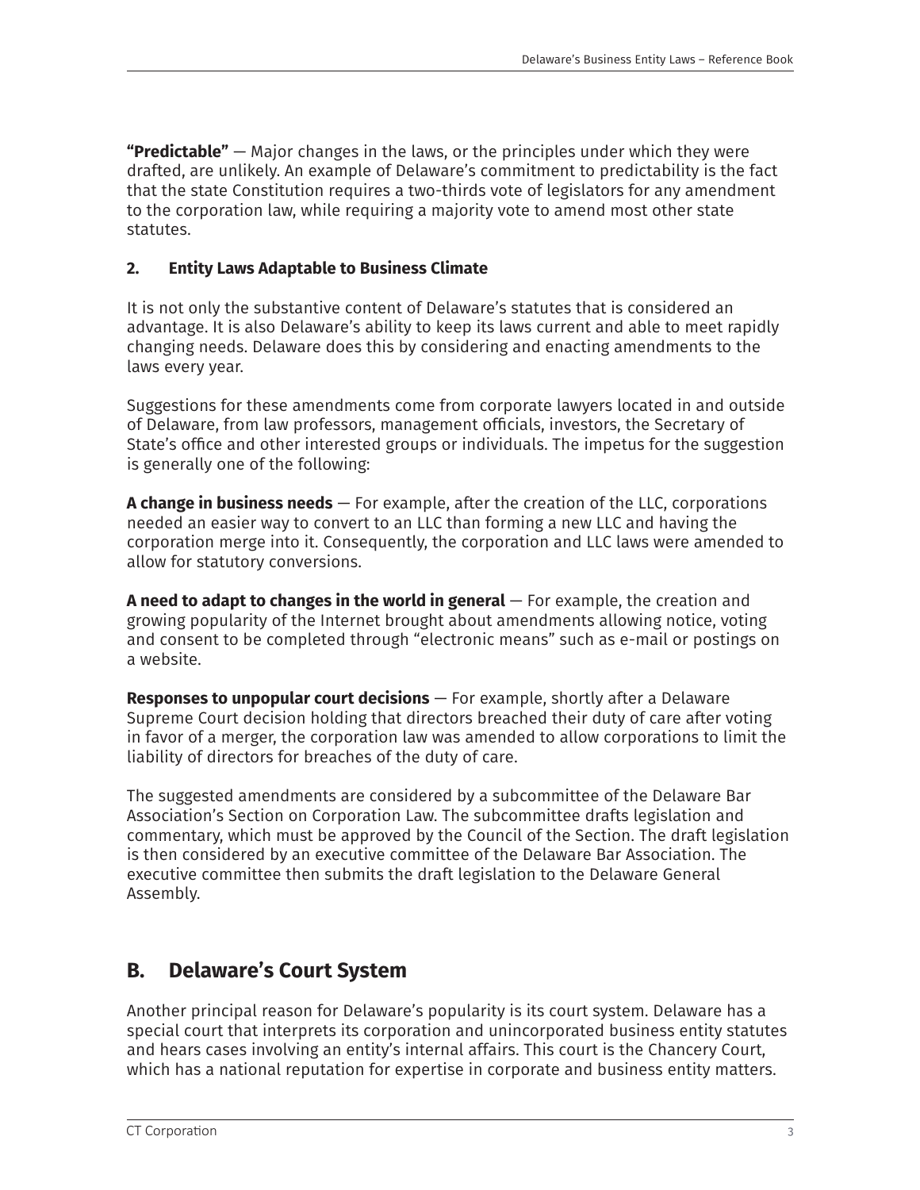**"Predictable"** — Major changes in the laws, or the principles under which they were drafted, are unlikely. An example of Delaware's commitment to predictability is the fact that the state Constitution requires a two-thirds vote of legislators for any amendment to the corporation law, while requiring a majority vote to amend most other state statutes.

### 2. Entity Laws Adaptable to Business Climate

It is not only the substantive content of Delaware's statutes that is considered an advantage. It is also Delaware's ability to keep its laws current and able to meet rapidly changing needs. Delaware does this by considering and enacting amendments to the laws every year.

Suggestions for these amendments come from corporate lawyers located in and outside of Delaware, from law professors, management officials, investors, the Secretary of State's office and other interested groups or individuals. The impetus for the suggestion is generally one of the following:

**A change in business needs** — For example, after the creation of the LLC, corporations needed an easier way to convert to an LLC than forming a new LLC and having the corporation merge into it. Consequently, the corporation and LLC laws were amended to allow for statutory conversions.

**A need to adapt to changes in the world in general** — For example, the creation and growing popularity of the Internet brought about amendments allowing notice, voting and consent to be completed through "electronic means" such as e-mail or postings on a website.

**Responses to unpopular court decisions** — For example, shortly after a Delaware Supreme Court decision holding that directors breached their duty of care after voting in favor of a merger, the corporation law was amended to allow corporations to limit the liability of directors for breaches of the duty of care.

The suggested amendments are considered by a subcommittee of the Delaware Bar Association's Section on Corporation Law. The subcommittee drafts legislation and commentary, which must be approved by the Council of the Section. The draft legislation is then considered by an executive committee of the Delaware Bar Association. The executive committee then submits the draft legislation to the Delaware General Assembly.

## B. Delaware's Court System

Another principal reason for Delaware's popularity is its court system. Delaware has a special court that interprets its corporation and unincorporated business entity statutes and hears cases involving an entity's internal affairs. This court is the Chancery Court, which has a national reputation for expertise in corporate and business entity matters.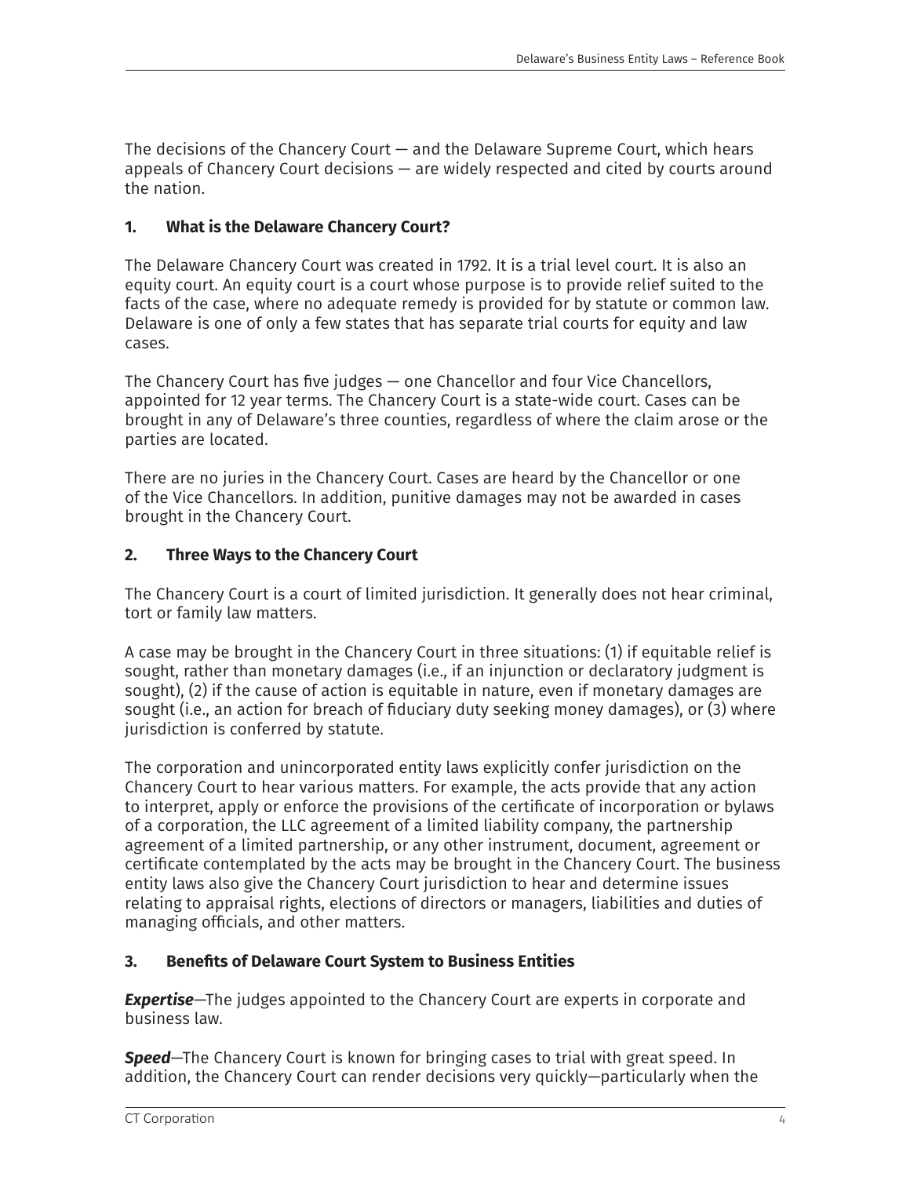The decisions of the Chancery Court — and the Delaware Supreme Court, which hears appeals of Chancery Court decisions — are widely respected and cited by courts around the nation.

### 1. What is the Delaware Chancery Court?

The Delaware Chancery Court was created in 1792. It is a trial level court. It is also an equity court. An equity court is a court whose purpose is to provide relief suited to the facts of the case, where no adequate remedy is provided for by statute or common law. Delaware is one of only a few states that has separate trial courts for equity and law cases.

The Chancery Court has five judges — one Chancellor and four Vice Chancellors, appointed for 12 year terms. The Chancery Court is a state-wide court. Cases can be brought in any of Delaware's three counties, regardless of where the claim arose or the parties are located.

There are no juries in the Chancery Court. Cases are heard by the Chancellor or one of the Vice Chancellors. In addition, punitive damages may not be awarded in cases brought in the Chancery Court.

### 2. Three Ways to the Chancery Court

The Chancery Court is a court of limited jurisdiction. It generally does not hear criminal, tort or family law matters.

A case may be brought in the Chancery Court in three situations: (1) if equitable relief is sought, rather than monetary damages (i.e., if an injunction or declaratory judgment is sought), (2) if the cause of action is equitable in nature, even if monetary damages are sought (i.e., an action for breach of fiduciary duty seeking money damages), or (3) where jurisdiction is conferred by statute.

The corporation and unincorporated entity laws explicitly confer jurisdiction on the Chancery Court to hear various matters. For example, the acts provide that any action to interpret, apply or enforce the provisions of the certificate of incorporation or bylaws of a corporation, the LLC agreement of a limited liability company, the partnership agreement of a limited partnership, or any other instrument, document, agreement or certificate contemplated by the acts may be brought in the Chancery Court. The business entity laws also give the Chancery Court jurisdiction to hear and determine issues relating to appraisal rights, elections of directors or managers, liabilities and duties of managing officials, and other matters.

### 3. Benefits of Delaware Court System to Business Entities

***Expertise***—The judges appointed to the Chancery Court are experts in corporate and business law.

***Speed***—The Chancery Court is known for bringing cases to trial with great speed. In addition, the Chancery Court can render decisions very quickly—particularly when the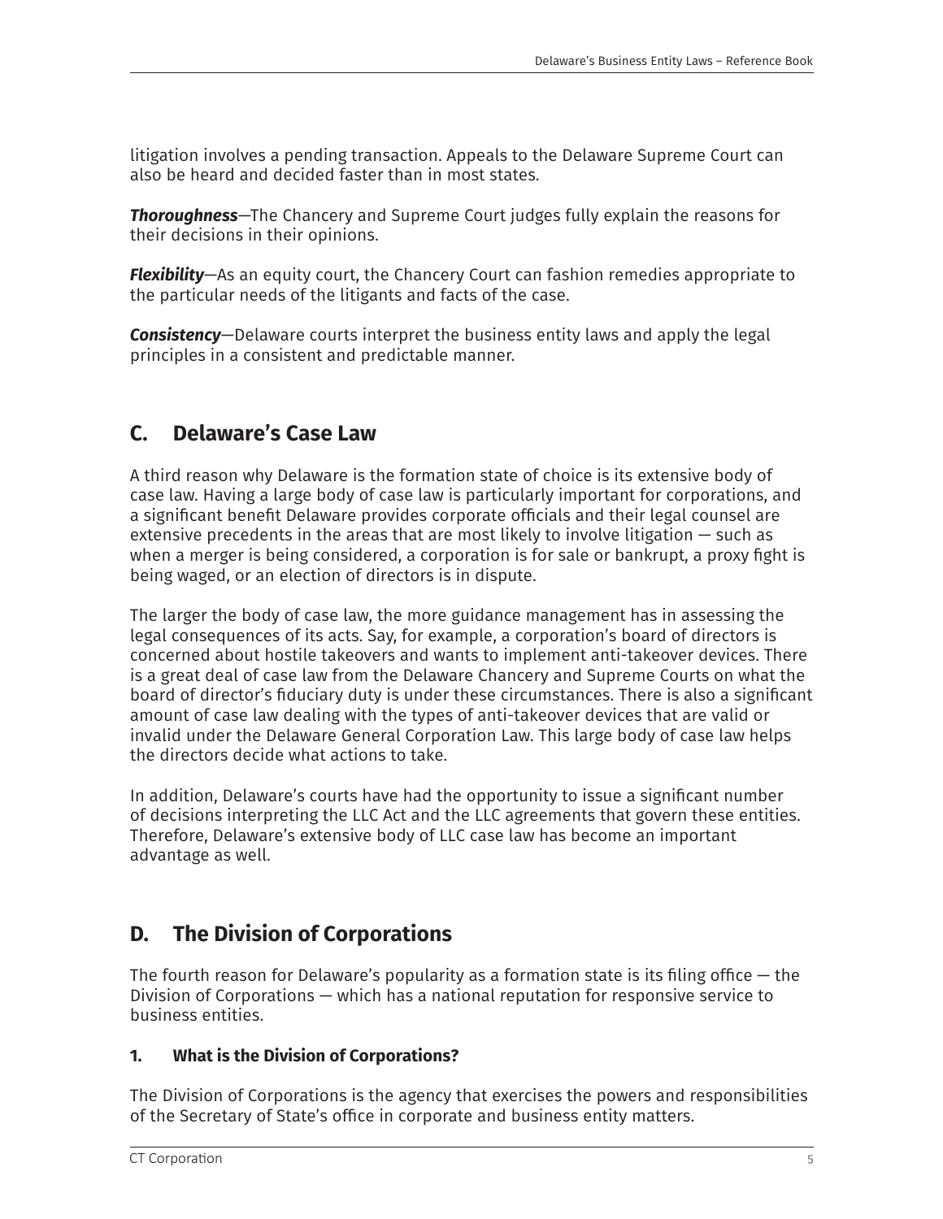litigation involves a pending transaction. Appeals to the Delaware Supreme Court can also be heard and decided faster than in most states.

***Thoroughness***—The Chancery and Supreme Court judges fully explain the reasons for their decisions in their opinions.

***Flexibility***—As an equity court, the Chancery Court can fashion remedies appropriate to the particular needs of the litigants and facts of the case.

***Consistency***—Delaware courts interpret the business entity laws and apply the legal principles in a consistent and predictable manner.

## C. Delaware's Case Law

A third reason why Delaware is the formation state of choice is its extensive body of case law. Having a large body of case law is particularly important for corporations, and a significant benefit Delaware provides corporate officials and their legal counsel are extensive precedents in the areas that are most likely to involve litigation — such as when a merger is being considered, a corporation is for sale or bankrupt, a proxy fight is being waged, or an election of directors is in dispute.

The larger the body of case law, the more guidance management has in assessing the legal consequences of its acts. Say, for example, a corporation's board of directors is concerned about hostile takeovers and wants to implement anti-takeover devices. There is a great deal of case law from the Delaware Chancery and Supreme Courts on what the board of director's fiduciary duty is under these circumstances. There is also a significant amount of case law dealing with the types of anti-takeover devices that are valid or invalid under the Delaware General Corporation Law. This large body of case law helps the directors decide what actions to take.

In addition, Delaware's courts have had the opportunity to issue a significant number of decisions interpreting the LLC Act and the LLC agreements that govern these entities. Therefore, Delaware's extensive body of LLC case law has become an important advantage as well.

## D. The Division of Corporations

The fourth reason for Delaware's popularity as a formation state is its filing office — the Division of Corporations — which has a national reputation for responsive service to business entities.

### 1. What is the Division of Corporations?

The Division of Corporations is the agency that exercises the powers and responsibilities of the Secretary of State's office in corporate and business entity matters.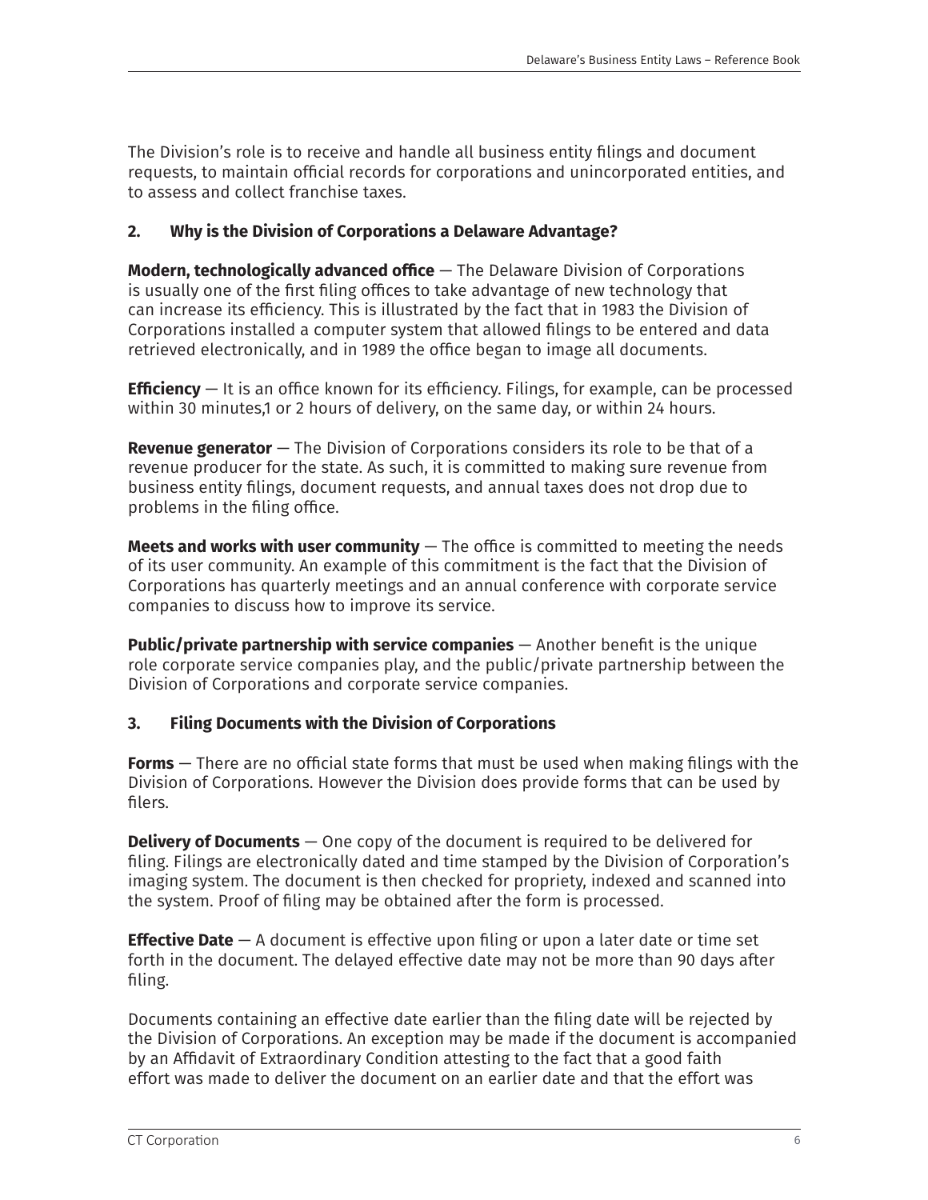The Division's role is to receive and handle all business entity filings and document requests, to maintain official records for corporations and unincorporated entities, and to assess and collect franchise taxes.

### 2. Why is the Division of Corporations a Delaware Advantage?

**Modern, technologically advanced office** — The Delaware Division of Corporations is usually one of the first filing offices to take advantage of new technology that can increase its efficiency. This is illustrated by the fact that in 1983 the Division of Corporations installed a computer system that allowed filings to be entered and data retrieved electronically, and in 1989 the office began to image all documents.

**Efficiency** — It is an office known for its efficiency. Filings, for example, can be processed within 30 minutes,1 or 2 hours of delivery, on the same day, or within 24 hours.

**Revenue generator** — The Division of Corporations considers its role to be that of a revenue producer for the state. As such, it is committed to making sure revenue from business entity filings, document requests, and annual taxes does not drop due to problems in the filing office.

**Meets and works with user community** — The office is committed to meeting the needs of its user community. An example of this commitment is the fact that the Division of Corporations has quarterly meetings and an annual conference with corporate service companies to discuss how to improve its service.

**Public/private partnership with service companies** — Another benefit is the unique role corporate service companies play, and the public/private partnership between the Division of Corporations and corporate service companies.

### 3. Filing Documents with the Division of Corporations

**Forms** — There are no official state forms that must be used when making filings with the Division of Corporations. However the Division does provide forms that can be used by filers.

**Delivery of Documents** — One copy of the document is required to be delivered for filing. Filings are electronically dated and time stamped by the Division of Corporation's imaging system. The document is then checked for propriety, indexed and scanned into the system. Proof of filing may be obtained after the form is processed.

**Effective Date** — A document is effective upon filing or upon a later date or time set forth in the document. The delayed effective date may not be more than 90 days after filing.

Documents containing an effective date earlier than the filing date will be rejected by the Division of Corporations. An exception may be made if the document is accompanied by an Affidavit of Extraordinary Condition attesting to the fact that a good faith effort was made to deliver the document on an earlier date and that the effort was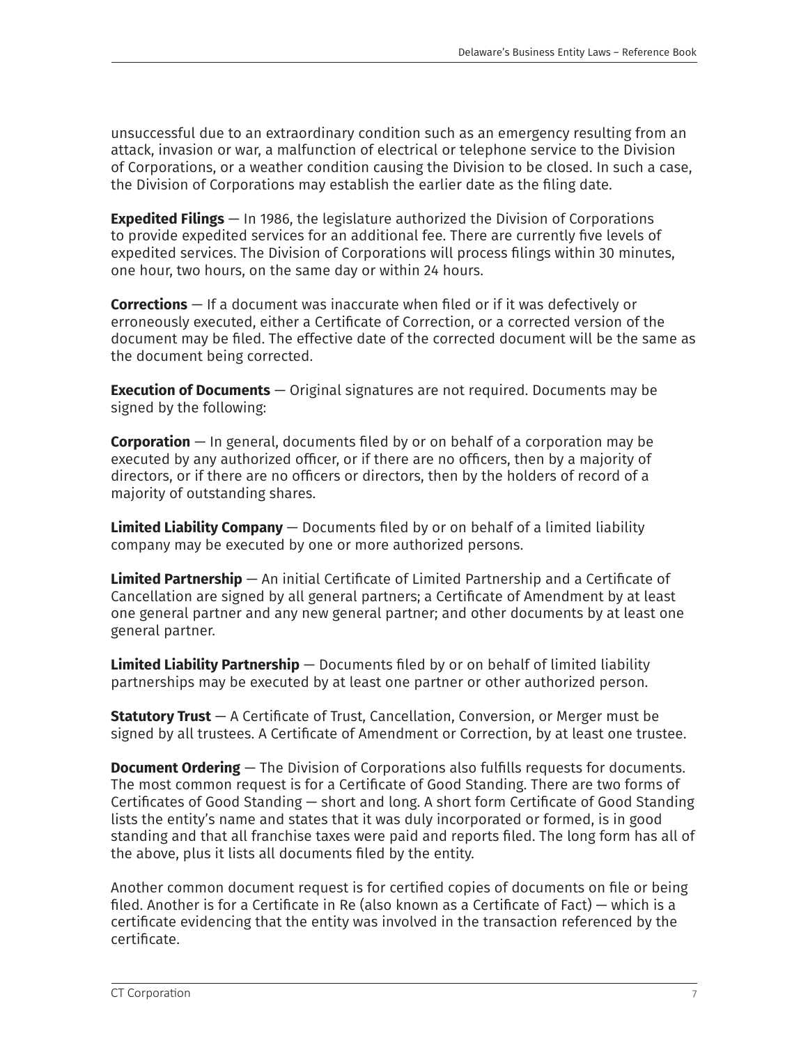unsuccessful due to an extraordinary condition such as an emergency resulting from an attack, invasion or war, a malfunction of electrical or telephone service to the Division of Corporations, or a weather condition causing the Division to be closed. In such a case, the Division of Corporations may establish the earlier date as the filing date.

**Expedited Filings** — In 1986, the legislature authorized the Division of Corporations to provide expedited services for an additional fee. There are currently five levels of expedited services. The Division of Corporations will process filings within 30 minutes, one hour, two hours, on the same day or within 24 hours.

**Corrections** — If a document was inaccurate when filed or if it was defectively or erroneously executed, either a Certificate of Correction, or a corrected version of the document may be filed. The effective date of the corrected document will be the same as the document being corrected.

**Execution of Documents** — Original signatures are not required. Documents may be signed by the following:

**Corporation** — In general, documents filed by or on behalf of a corporation may be executed by any authorized officer, or if there are no officers, then by a majority of directors, or if there are no officers or directors, then by the holders of record of a majority of outstanding shares.

**Limited Liability Company** — Documents filed by or on behalf of a limited liability company may be executed by one or more authorized persons.

**Limited Partnership** — An initial Certificate of Limited Partnership and a Certificate of Cancellation are signed by all general partners; a Certificate of Amendment by at least one general partner and any new general partner; and other documents by at least one general partner.

**Limited Liability Partnership** — Documents filed by or on behalf of limited liability partnerships may be executed by at least one partner or other authorized person.

**Statutory Trust** — A Certificate of Trust, Cancellation, Conversion, or Merger must be signed by all trustees. A Certificate of Amendment or Correction, by at least one trustee.

**Document Ordering** — The Division of Corporations also fulfills requests for documents. The most common request is for a Certificate of Good Standing. There are two forms of Certificates of Good Standing — short and long. A short form Certificate of Good Standing lists the entity's name and states that it was duly incorporated or formed, is in good standing and that all franchise taxes were paid and reports filed. The long form has all of the above, plus it lists all documents filed by the entity.

Another common document request is for certified copies of documents on file or being filed. Another is for a Certificate in Re (also known as a Certificate of Fact) — which is a certificate evidencing that the entity was involved in the transaction referenced by the certificate.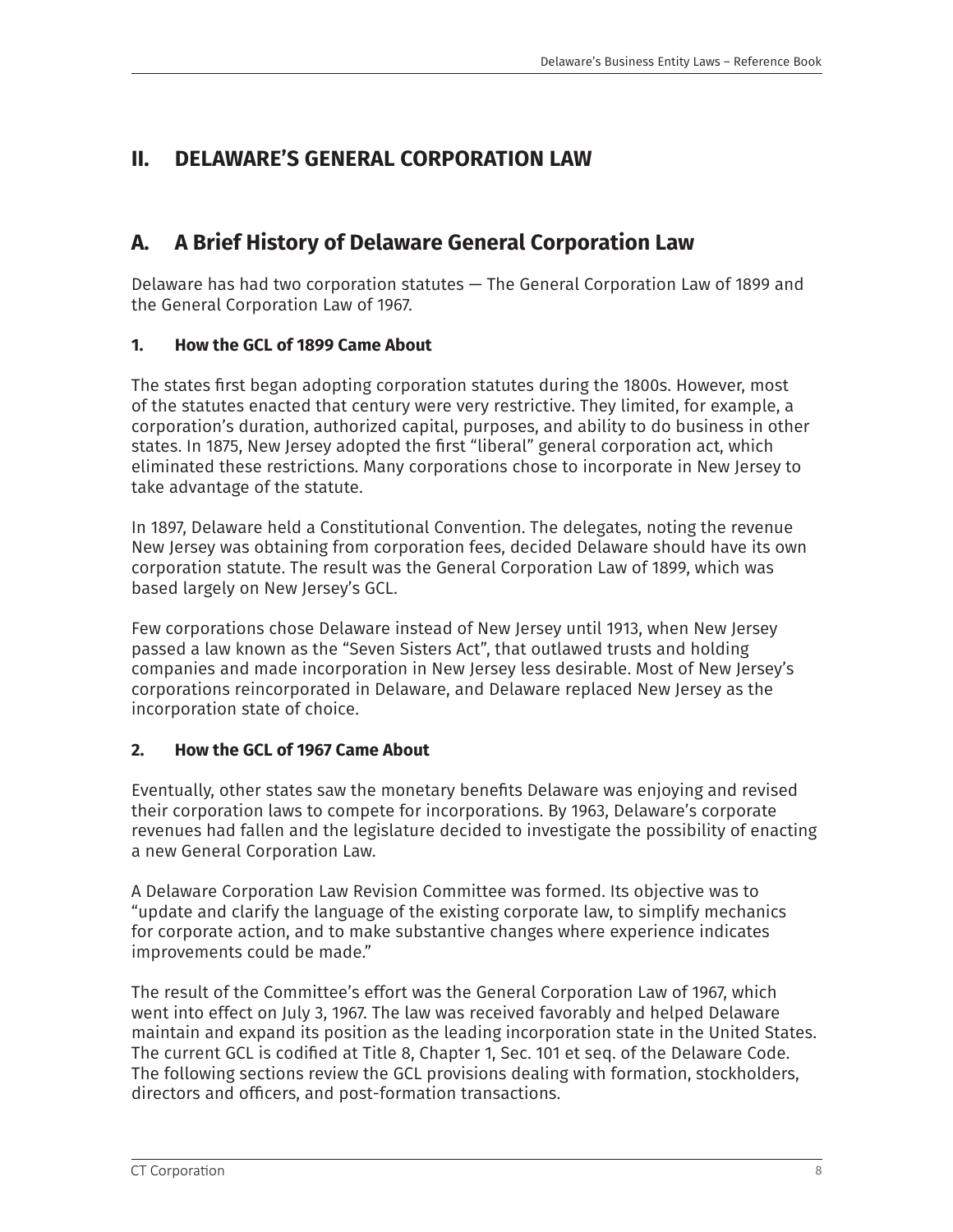# II. DELAWARE'S GENERAL CORPORATION LAW

## A. A Brief History of Delaware General Corporation Law

Delaware has had two corporation statutes — The General Corporation Law of 1899 and the General Corporation Law of 1967.

### 1. How the GCL of 1899 Came About

The states first began adopting corporation statutes during the 1800s. However, most of the statutes enacted that century were very restrictive. They limited, for example, a corporation's duration, authorized capital, purposes, and ability to do business in other states. In 1875, New Jersey adopted the first "liberal" general corporation act, which eliminated these restrictions. Many corporations chose to incorporate in New Jersey to take advantage of the statute.

In 1897, Delaware held a Constitutional Convention. The delegates, noting the revenue New Jersey was obtaining from corporation fees, decided Delaware should have its own corporation statute. The result was the General Corporation Law of 1899, which was based largely on New Jersey's GCL.

Few corporations chose Delaware instead of New Jersey until 1913, when New Jersey passed a law known as the "Seven Sisters Act", that outlawed trusts and holding companies and made incorporation in New Jersey less desirable. Most of New Jersey's corporations reincorporated in Delaware, and Delaware replaced New Jersey as the incorporation state of choice.

### 2. How the GCL of 1967 Came About

Eventually, other states saw the monetary benefits Delaware was enjoying and revised their corporation laws to compete for incorporations. By 1963, Delaware's corporate revenues had fallen and the legislature decided to investigate the possibility of enacting a new General Corporation Law.

A Delaware Corporation Law Revision Committee was formed. Its objective was to "update and clarify the language of the existing corporate law, to simplify mechanics for corporate action, and to make substantive changes where experience indicates improvements could be made."

The result of the Committee's effort was the General Corporation Law of 1967, which went into effect on July 3, 1967. The law was received favorably and helped Delaware maintain and expand its position as the leading incorporation state in the United States. The current GCL is codified at Title 8, Chapter 1, Sec. 101 et seq. of the Delaware Code. The following sections review the GCL provisions dealing with formation, stockholders, directors and officers, and post-formation transactions.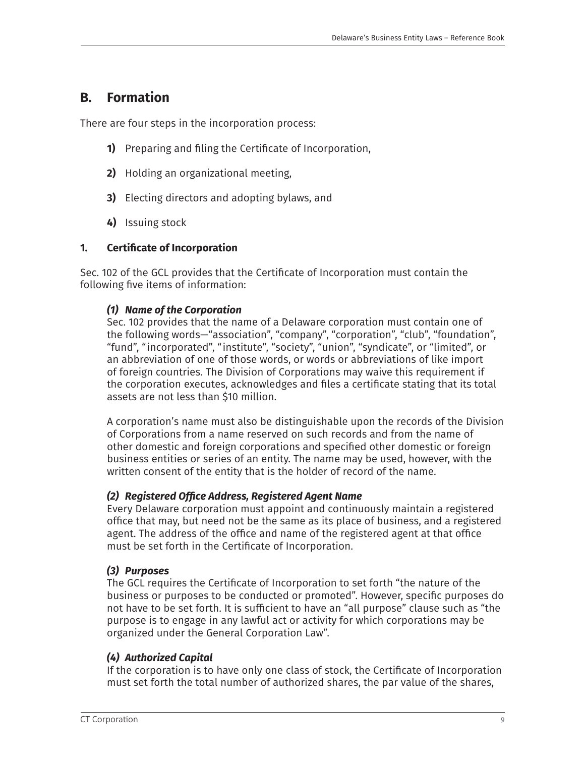## B. Formation

There are four steps in the incorporation process:

1) Preparing and filing the Certificate of Incorporation,

2) Holding an organizational meeting,

3) Electing directors and adopting bylaws, and

4) Issuing stock

### 1. Certificate of Incorporation

Sec. 102 of the GCL provides that the Certificate of Incorporation must contain the following five items of information:

***(1) Name of the Corporation***

Sec. 102 provides that the name of a Delaware corporation must contain one of the following words—"association", "company", "corporation", "club", "foundation", "fund", "incorporated", "institute", "society", "union", "syndicate", or "limited", or an abbreviation of one of those words, or words or abbreviations of like import of foreign countries. The Division of Corporations may waive this requirement if the corporation executes, acknowledges and files a certificate stating that its total assets are not less than $10 million.

A corporation's name must also be distinguishable upon the records of the Division of Corporations from a name reserved on such records and from the name of other domestic and foreign corporations and specified other domestic or foreign business entities or series of an entity. The name may be used, however, with the written consent of the entity that is the holder of record of the name.

***(2) Registered Office Address, Registered Agent Name***

Every Delaware corporation must appoint and continuously maintain a registered office that may, but need not be the same as its place of business, and a registered agent. The address of the office and name of the registered agent at that office must be set forth in the Certificate of Incorporation.

***(3) Purposes***

The GCL requires the Certificate of Incorporation to set forth "the nature of the business or purposes to be conducted or promoted". However, specific purposes do not have to be set forth. It is sufficient to have an "all purpose" clause such as "the purpose is to engage in any lawful act or activity for which corporations may be organized under the General Corporation Law".

***(4) Authorized Capital***

If the corporation is to have only one class of stock, the Certificate of Incorporation must set forth the total number of authorized shares, the par value of the shares,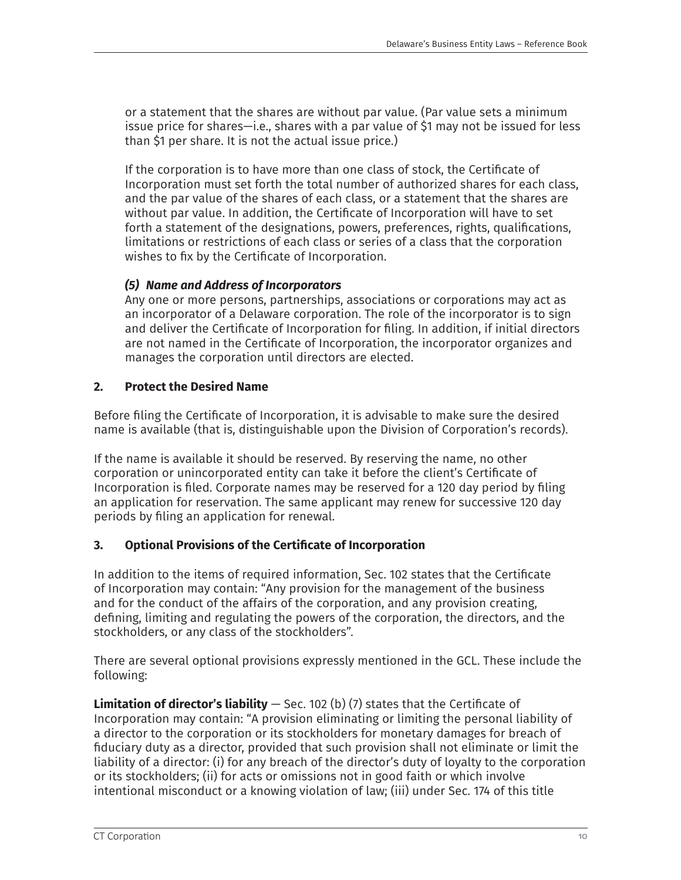or a statement that the shares are without par value. (Par value sets a minimum issue price for shares—i.e., shares with a par value of $1 may not be issued for less than $1 per share. It is not the actual issue price.)

If the corporation is to have more than one class of stock, the Certificate of Incorporation must set forth the total number of authorized shares for each class, and the par value of the shares of each class, or a statement that the shares are without par value. In addition, the Certificate of Incorporation will have to set forth a statement of the designations, powers, preferences, rights, qualifications, limitations or restrictions of each class or series of a class that the corporation wishes to fix by the Certificate of Incorporation.

***(5) Name and Address of Incorporators***

Any one or more persons, partnerships, associations or corporations may act as an incorporator of a Delaware corporation. The role of the incorporator is to sign and deliver the Certificate of Incorporation for filing. In addition, if initial directors are not named in the Certificate of Incorporation, the incorporator organizes and manages the corporation until directors are elected.

## 2. Protect the Desired Name

Before filing the Certificate of Incorporation, it is advisable to make sure the desired name is available (that is, distinguishable upon the Division of Corporation's records).

If the name is available it should be reserved. By reserving the name, no other corporation or unincorporated entity can take it before the client's Certificate of Incorporation is filed. Corporate names may be reserved for a 120 day period by filing an application for reservation. The same applicant may renew for successive 120 day periods by filing an application for renewal.

## 3. Optional Provisions of the Certificate of Incorporation

In addition to the items of required information, Sec. 102 states that the Certificate of Incorporation may contain: "Any provision for the management of the business and for the conduct of the affairs of the corporation, and any provision creating, defining, limiting and regulating the powers of the corporation, the directors, and the stockholders, or any class of the stockholders".

There are several optional provisions expressly mentioned in the GCL. These include the following:

**Limitation of director's liability** — Sec. 102 (b) (7) states that the Certificate of Incorporation may contain: "A provision eliminating or limiting the personal liability of a director to the corporation or its stockholders for monetary damages for breach of fiduciary duty as a director, provided that such provision shall not eliminate or limit the liability of a director: (i) for any breach of the director's duty of loyalty to the corporation or its stockholders; (ii) for acts or omissions not in good faith or which involve intentional misconduct or a knowing violation of law; (iii) under Sec. 174 of this title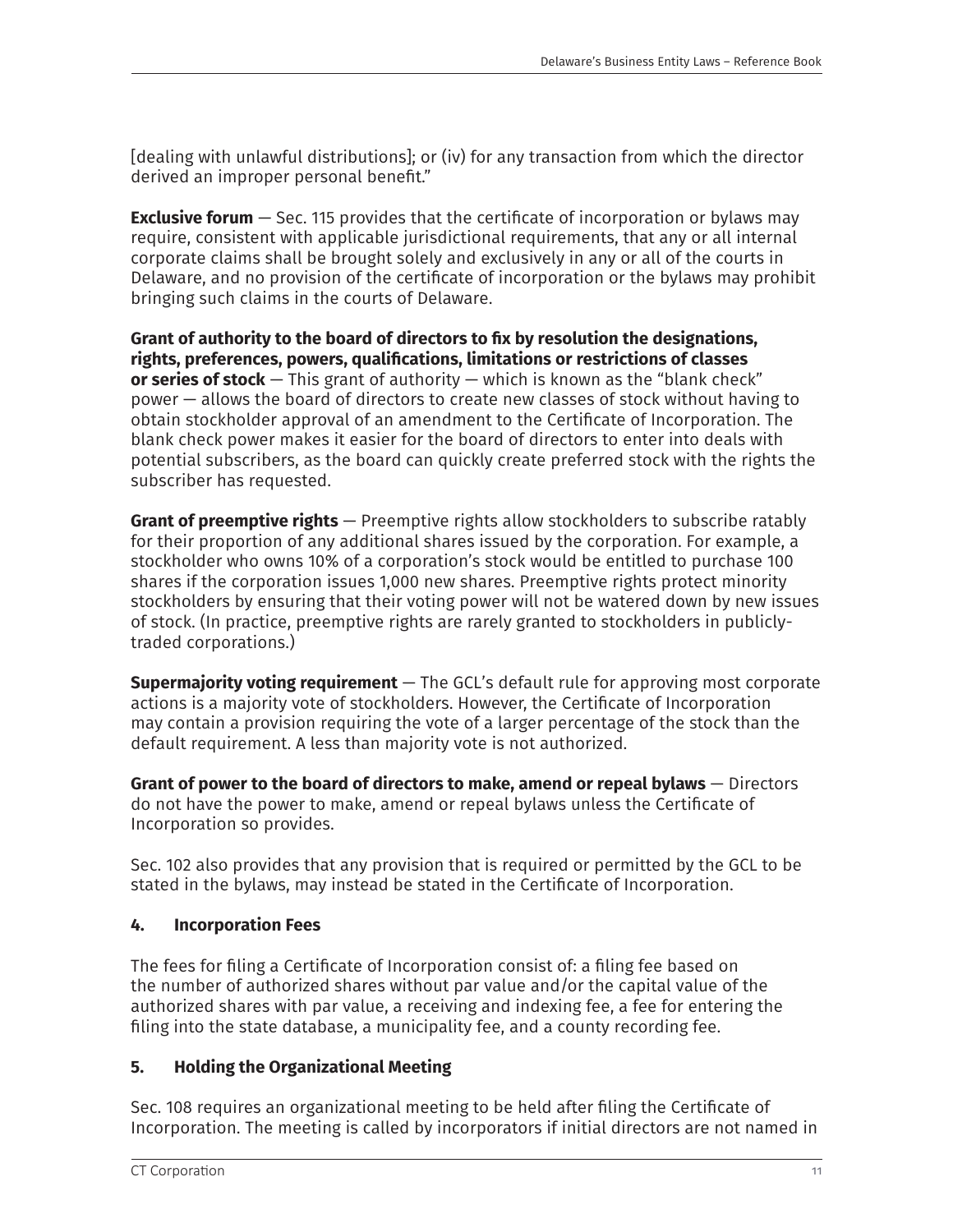[dealing with unlawful distributions]; or (iv) for any transaction from which the director derived an improper personal benefit."

**Exclusive forum** — Sec. 115 provides that the certificate of incorporation or bylaws may require, consistent with applicable jurisdictional requirements, that any or all internal corporate claims shall be brought solely and exclusively in any or all of the courts in Delaware, and no provision of the certificate of incorporation or the bylaws may prohibit bringing such claims in the courts of Delaware.

**Grant of authority to the board of directors to fix by resolution the designations, rights, preferences, powers, qualifications, limitations or restrictions of classes or series of stock** — This grant of authority — which is known as the "blank check" power — allows the board of directors to create new classes of stock without having to obtain stockholder approval of an amendment to the Certificate of Incorporation. The blank check power makes it easier for the board of directors to enter into deals with potential subscribers, as the board can quickly create preferred stock with the rights the subscriber has requested.

**Grant of preemptive rights** — Preemptive rights allow stockholders to subscribe ratably for their proportion of any additional shares issued by the corporation. For example, a stockholder who owns 10% of a corporation's stock would be entitled to purchase 100 shares if the corporation issues 1,000 new shares. Preemptive rights protect minority stockholders by ensuring that their voting power will not be watered down by new issues of stock. (In practice, preemptive rights are rarely granted to stockholders in publicly-traded corporations.)

**Supermajority voting requirement** — The GCL's default rule for approving most corporate actions is a majority vote of stockholders. However, the Certificate of Incorporation may contain a provision requiring the vote of a larger percentage of the stock than the default requirement. A less than majority vote is not authorized.

**Grant of power to the board of directors to make, amend or repeal bylaws** — Directors do not have the power to make, amend or repeal bylaws unless the Certificate of Incorporation so provides.

Sec. 102 also provides that any provision that is required or permitted by the GCL to be stated in the bylaws, may instead be stated in the Certificate of Incorporation.

### 4. Incorporation Fees

The fees for filing a Certificate of Incorporation consist of: a filing fee based on the number of authorized shares without par value and/or the capital value of the authorized shares with par value, a receiving and indexing fee, a fee for entering the filing into the state database, a municipality fee, and a county recording fee.

### 5. Holding the Organizational Meeting

Sec. 108 requires an organizational meeting to be held after filing the Certificate of Incorporation. The meeting is called by incorporators if initial directors are not named in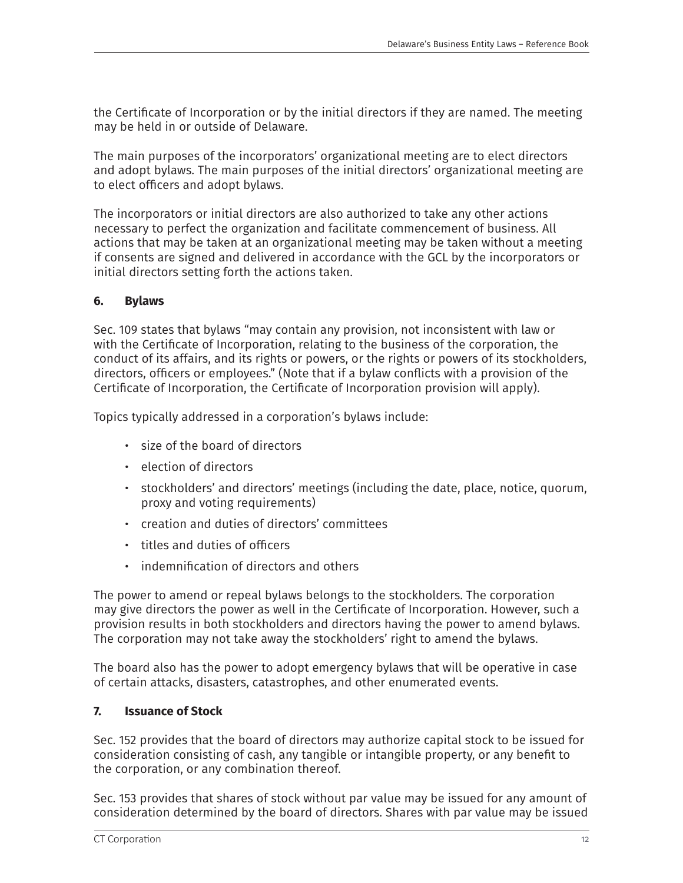the Certificate of Incorporation or by the initial directors if they are named. The meeting may be held in or outside of Delaware.

The main purposes of the incorporators' organizational meeting are to elect directors and adopt bylaws. The main purposes of the initial directors' organizational meeting are to elect officers and adopt bylaws.

The incorporators or initial directors are also authorized to take any other actions necessary to perfect the organization and facilitate commencement of business. All actions that may be taken at an organizational meeting may be taken without a meeting if consents are signed and delivered in accordance with the GCL by the incorporators or initial directors setting forth the actions taken.

### 6. Bylaws

Sec. 109 states that bylaws "may contain any provision, not inconsistent with law or with the Certificate of Incorporation, relating to the business of the corporation, the conduct of its affairs, and its rights or powers, or the rights or powers of its stockholders, directors, officers or employees." (Note that if a bylaw conflicts with a provision of the Certificate of Incorporation, the Certificate of Incorporation provision will apply).

Topics typically addressed in a corporation's bylaws include:

- size of the board of directors
- election of directors
- stockholders' and directors' meetings (including the date, place, notice, quorum, proxy and voting requirements)
- creation and duties of directors' committees
- titles and duties of officers
- indemnification of directors and others

The power to amend or repeal bylaws belongs to the stockholders. The corporation may give directors the power as well in the Certificate of Incorporation. However, such a provision results in both stockholders and directors having the power to amend bylaws. The corporation may not take away the stockholders' right to amend the bylaws.

The board also has the power to adopt emergency bylaws that will be operative in case of certain attacks, disasters, catastrophes, and other enumerated events.

### 7. Issuance of Stock

Sec. 152 provides that the board of directors may authorize capital stock to be issued for consideration consisting of cash, any tangible or intangible property, or any benefit to the corporation, or any combination thereof.

Sec. 153 provides that shares of stock without par value may be issued for any amount of consideration determined by the board of directors. Shares with par value may be issued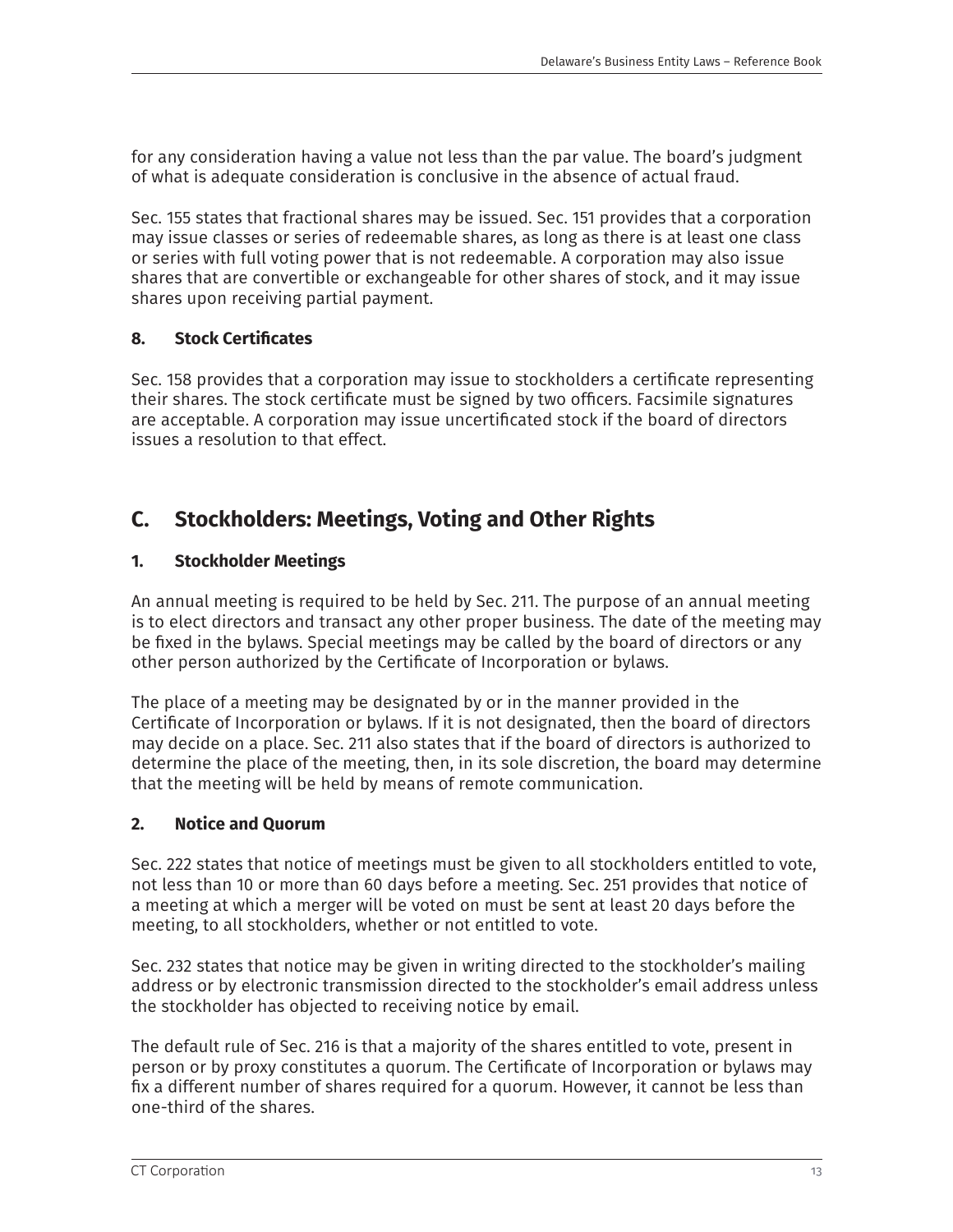for any consideration having a value not less than the par value. The board's judgment of what is adequate consideration is conclusive in the absence of actual fraud.

Sec. 155 states that fractional shares may be issued. Sec. 151 provides that a corporation may issue classes or series of redeemable shares, as long as there is at least one class or series with full voting power that is not redeemable. A corporation may also issue shares that are convertible or exchangeable for other shares of stock, and it may issue shares upon receiving partial payment.

### 8. Stock Certificates

Sec. 158 provides that a corporation may issue to stockholders a certificate representing their shares. The stock certificate must be signed by two officers. Facsimile signatures are acceptable. A corporation may issue uncertificated stock if the board of directors issues a resolution to that effect.

## C. Stockholders: Meetings, Voting and Other Rights

### 1. Stockholder Meetings

An annual meeting is required to be held by Sec. 211. The purpose of an annual meeting is to elect directors and transact any other proper business. The date of the meeting may be fixed in the bylaws. Special meetings may be called by the board of directors or any other person authorized by the Certificate of Incorporation or bylaws.

The place of a meeting may be designated by or in the manner provided in the Certificate of Incorporation or bylaws. If it is not designated, then the board of directors may decide on a place. Sec. 211 also states that if the board of directors is authorized to determine the place of the meeting, then, in its sole discretion, the board may determine that the meeting will be held by means of remote communication.

### 2. Notice and Quorum

Sec. 222 states that notice of meetings must be given to all stockholders entitled to vote, not less than 10 or more than 60 days before a meeting. Sec. 251 provides that notice of a meeting at which a merger will be voted on must be sent at least 20 days before the meeting, to all stockholders, whether or not entitled to vote.

Sec. 232 states that notice may be given in writing directed to the stockholder's mailing address or by electronic transmission directed to the stockholder's email address unless the stockholder has objected to receiving notice by email.

The default rule of Sec. 216 is that a majority of the shares entitled to vote, present in person or by proxy constitutes a quorum. The Certificate of Incorporation or bylaws may fix a different number of shares required for a quorum. However, it cannot be less than one-third of the shares.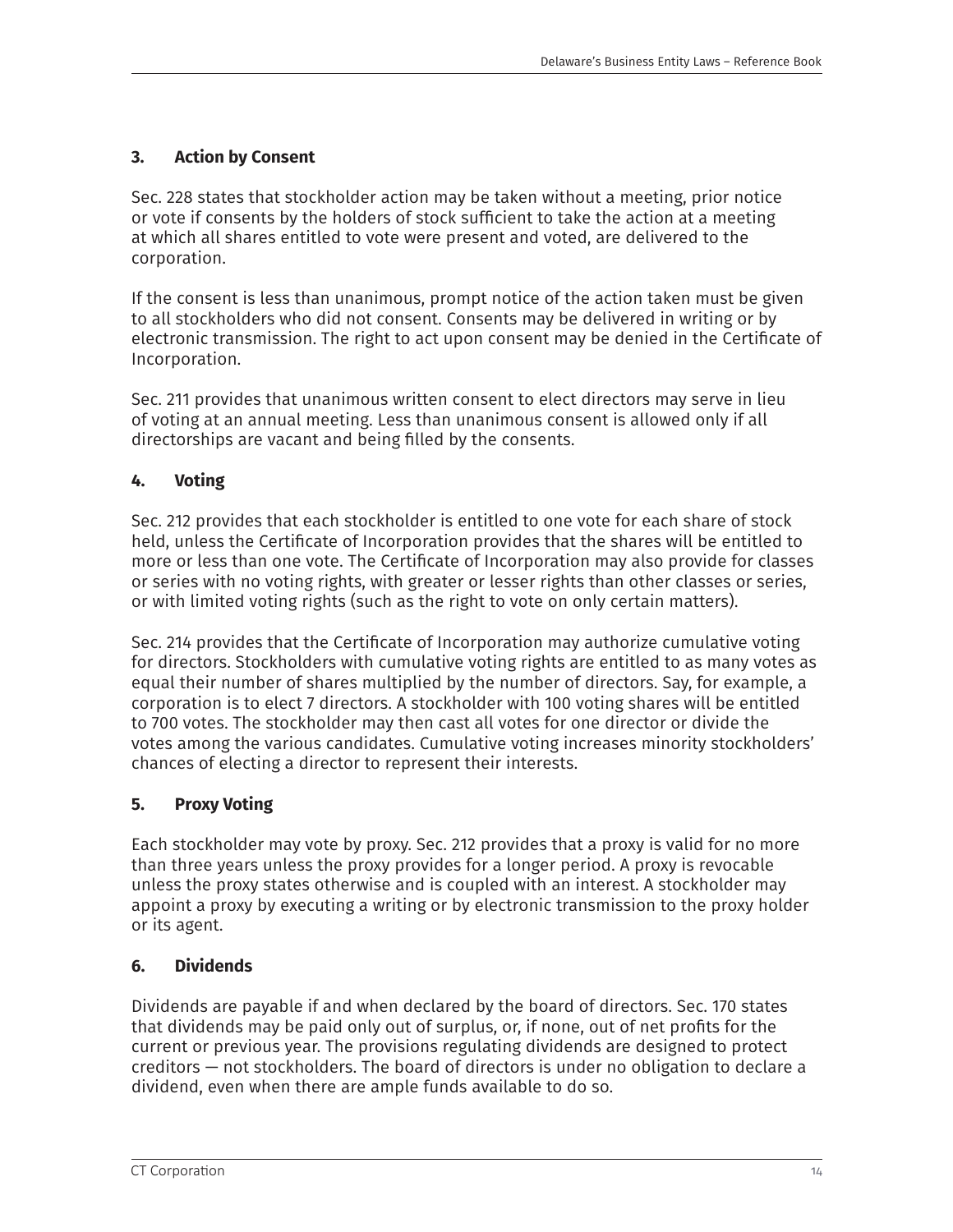### 3. Action by Consent

Sec. 228 states that stockholder action may be taken without a meeting, prior notice or vote if consents by the holders of stock sufficient to take the action at a meeting at which all shares entitled to vote were present and voted, are delivered to the corporation.

If the consent is less than unanimous, prompt notice of the action taken must be given to all stockholders who did not consent. Consents may be delivered in writing or by electronic transmission. The right to act upon consent may be denied in the Certificate of Incorporation.

Sec. 211 provides that unanimous written consent to elect directors may serve in lieu of voting at an annual meeting. Less than unanimous consent is allowed only if all directorships are vacant and being filled by the consents.

### 4. Voting

Sec. 212 provides that each stockholder is entitled to one vote for each share of stock held, unless the Certificate of Incorporation provides that the shares will be entitled to more or less than one vote. The Certificate of Incorporation may also provide for classes or series with no voting rights, with greater or lesser rights than other classes or series, or with limited voting rights (such as the right to vote on only certain matters).

Sec. 214 provides that the Certificate of Incorporation may authorize cumulative voting for directors. Stockholders with cumulative voting rights are entitled to as many votes as equal their number of shares multiplied by the number of directors. Say, for example, a corporation is to elect 7 directors. A stockholder with 100 voting shares will be entitled to 700 votes. The stockholder may then cast all votes for one director or divide the votes among the various candidates. Cumulative voting increases minority stockholders' chances of electing a director to represent their interests.

### 5. Proxy Voting

Each stockholder may vote by proxy. Sec. 212 provides that a proxy is valid for no more than three years unless the proxy provides for a longer period. A proxy is revocable unless the proxy states otherwise and is coupled with an interest. A stockholder may appoint a proxy by executing a writing or by electronic transmission to the proxy holder or its agent.

### 6. Dividends

Dividends are payable if and when declared by the board of directors. Sec. 170 states that dividends may be paid only out of surplus, or, if none, out of net profits for the current or previous year. The provisions regulating dividends are designed to protect creditors — not stockholders. The board of directors is under no obligation to declare a dividend, even when there are ample funds available to do so.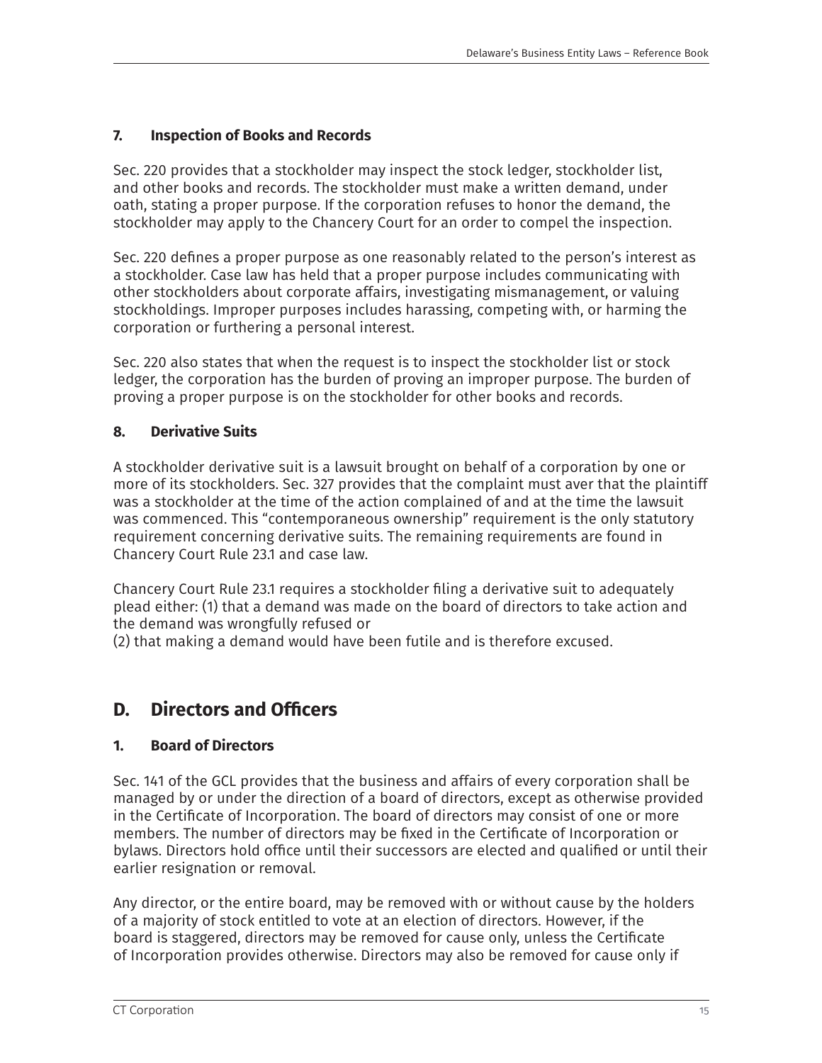### 7. Inspection of Books and Records

Sec. 220 provides that a stockholder may inspect the stock ledger, stockholder list, and other books and records. The stockholder must make a written demand, under oath, stating a proper purpose. If the corporation refuses to honor the demand, the stockholder may apply to the Chancery Court for an order to compel the inspection.

Sec. 220 defines a proper purpose as one reasonably related to the person's interest as a stockholder. Case law has held that a proper purpose includes communicating with other stockholders about corporate affairs, investigating mismanagement, or valuing stockholdings. Improper purposes includes harassing, competing with, or harming the corporation or furthering a personal interest.

Sec. 220 also states that when the request is to inspect the stockholder list or stock ledger, the corporation has the burden of proving an improper purpose. The burden of proving a proper purpose is on the stockholder for other books and records.

### 8. Derivative Suits

A stockholder derivative suit is a lawsuit brought on behalf of a corporation by one or more of its stockholders. Sec. 327 provides that the complaint must aver that the plaintiff was a stockholder at the time of the action complained of and at the time the lawsuit was commenced. This "contemporaneous ownership" requirement is the only statutory requirement concerning derivative suits. The remaining requirements are found in Chancery Court Rule 23.1 and case law.

Chancery Court Rule 23.1 requires a stockholder filing a derivative suit to adequately plead either: (1) that a demand was made on the board of directors to take action and the demand was wrongfully refused or
(2) that making a demand would have been futile and is therefore excused.

## D. Directors and Officers

### 1. Board of Directors

Sec. 141 of the GCL provides that the business and affairs of every corporation shall be managed by or under the direction of a board of directors, except as otherwise provided in the Certificate of Incorporation. The board of directors may consist of one or more members. The number of directors may be fixed in the Certificate of Incorporation or bylaws. Directors hold office until their successors are elected and qualified or until their earlier resignation or removal.

Any director, or the entire board, may be removed with or without cause by the holders of a majority of stock entitled to vote at an election of directors. However, if the board is staggered, directors may be removed for cause only, unless the Certificate of Incorporation provides otherwise. Directors may also be removed for cause only if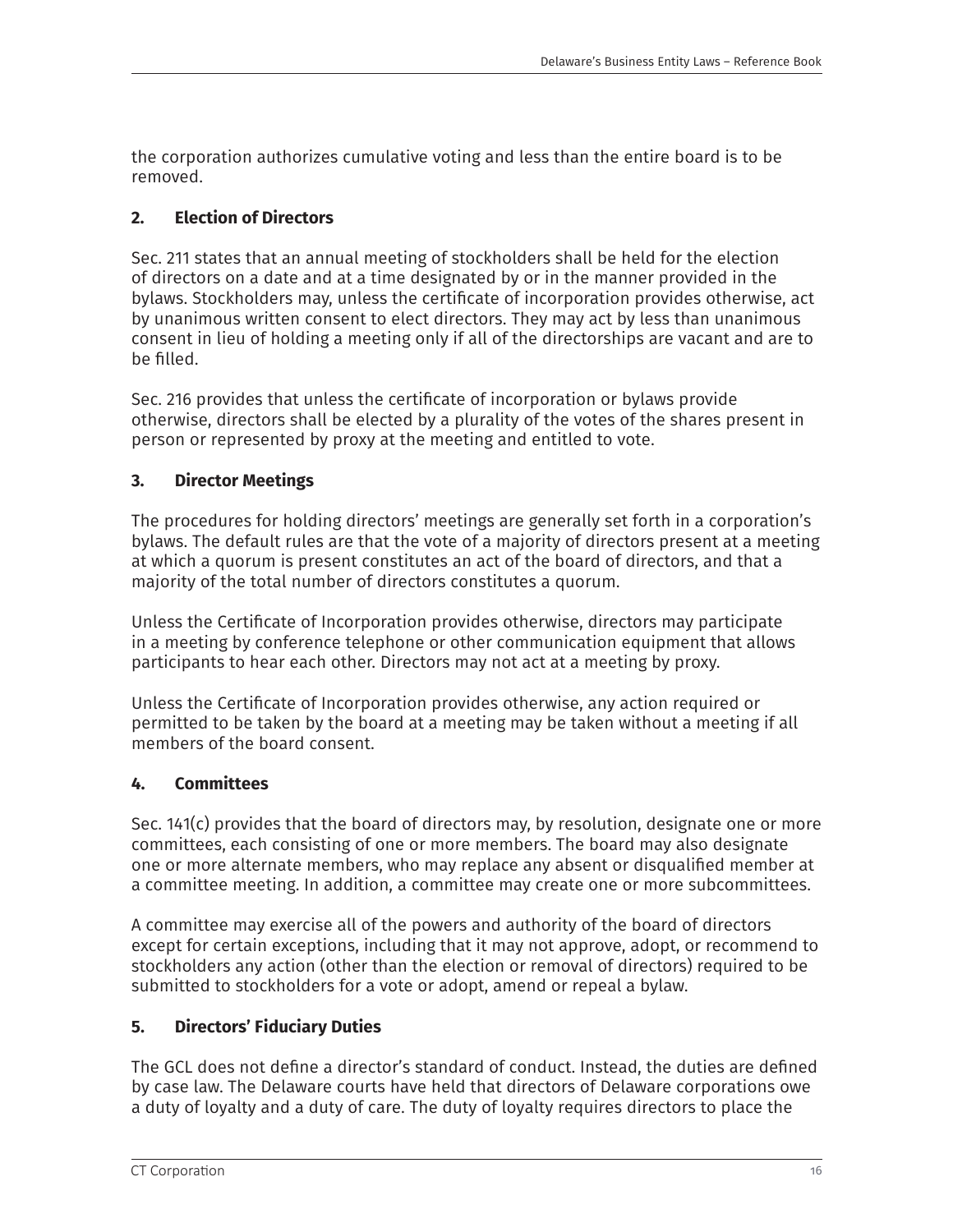the corporation authorizes cumulative voting and less than the entire board is to be removed.

### 2. Election of Directors

Sec. 211 states that an annual meeting of stockholders shall be held for the election of directors on a date and at a time designated by or in the manner provided in the bylaws. Stockholders may, unless the certificate of incorporation provides otherwise, act by unanimous written consent to elect directors. They may act by less than unanimous consent in lieu of holding a meeting only if all of the directorships are vacant and are to be filled.

Sec. 216 provides that unless the certificate of incorporation or bylaws provide otherwise, directors shall be elected by a plurality of the votes of the shares present in person or represented by proxy at the meeting and entitled to vote.

### 3. Director Meetings

The procedures for holding directors' meetings are generally set forth in a corporation's bylaws. The default rules are that the vote of a majority of directors present at a meeting at which a quorum is present constitutes an act of the board of directors, and that a majority of the total number of directors constitutes a quorum.

Unless the Certificate of Incorporation provides otherwise, directors may participate in a meeting by conference telephone or other communication equipment that allows participants to hear each other. Directors may not act at a meeting by proxy.

Unless the Certificate of Incorporation provides otherwise, any action required or permitted to be taken by the board at a meeting may be taken without a meeting if all members of the board consent.

### 4. Committees

Sec. 141(c) provides that the board of directors may, by resolution, designate one or more committees, each consisting of one or more members. The board may also designate one or more alternate members, who may replace any absent or disqualified member at a committee meeting. In addition, a committee may create one or more subcommittees.

A committee may exercise all of the powers and authority of the board of directors except for certain exceptions, including that it may not approve, adopt, or recommend to stockholders any action (other than the election or removal of directors) required to be submitted to stockholders for a vote or adopt, amend or repeal a bylaw.

### 5. Directors' Fiduciary Duties

The GCL does not define a director's standard of conduct. Instead, the duties are defined by case law. The Delaware courts have held that directors of Delaware corporations owe a duty of loyalty and a duty of care. The duty of loyalty requires directors to place the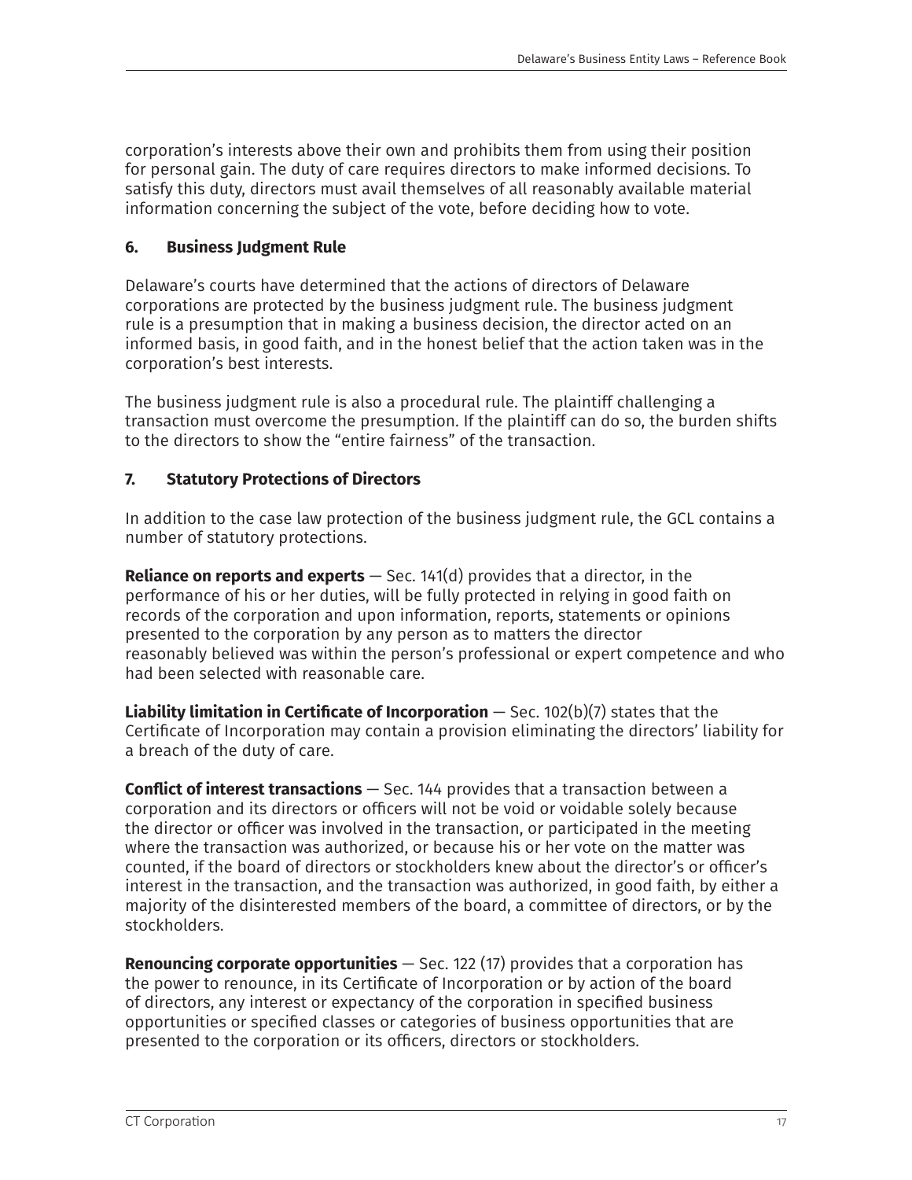corporation's interests above their own and prohibits them from using their position for personal gain. The duty of care requires directors to make informed decisions. To satisfy this duty, directors must avail themselves of all reasonably available material information concerning the subject of the vote, before deciding how to vote.

### 6. Business Judgment Rule

Delaware's courts have determined that the actions of directors of Delaware corporations are protected by the business judgment rule. The business judgment rule is a presumption that in making a business decision, the director acted on an informed basis, in good faith, and in the honest belief that the action taken was in the corporation's best interests.

The business judgment rule is also a procedural rule. The plaintiff challenging a transaction must overcome the presumption. If the plaintiff can do so, the burden shifts to the directors to show the "entire fairness" of the transaction.

### 7. Statutory Protections of Directors

In addition to the case law protection of the business judgment rule, the GCL contains a number of statutory protections.

**Reliance on reports and experts** — Sec. 141(d) provides that a director, in the performance of his or her duties, will be fully protected in relying in good faith on records of the corporation and upon information, reports, statements or opinions presented to the corporation by any person as to matters the director reasonably believed was within the person's professional or expert competence and who had been selected with reasonable care.

**Liability limitation in Certificate of Incorporation** — Sec. 102(b)(7) states that the Certificate of Incorporation may contain a provision eliminating the directors' liability for a breach of the duty of care.

**Conflict of interest transactions** — Sec. 144 provides that a transaction between a corporation and its directors or officers will not be void or voidable solely because the director or officer was involved in the transaction, or participated in the meeting where the transaction was authorized, or because his or her vote on the matter was counted, if the board of directors or stockholders knew about the director's or officer's interest in the transaction, and the transaction was authorized, in good faith, by either a majority of the disinterested members of the board, a committee of directors, or by the stockholders.

**Renouncing corporate opportunities** — Sec. 122 (17) provides that a corporation has the power to renounce, in its Certificate of Incorporation or by action of the board of directors, any interest or expectancy of the corporation in specified business opportunities or specified classes or categories of business opportunities that are presented to the corporation or its officers, directors or stockholders.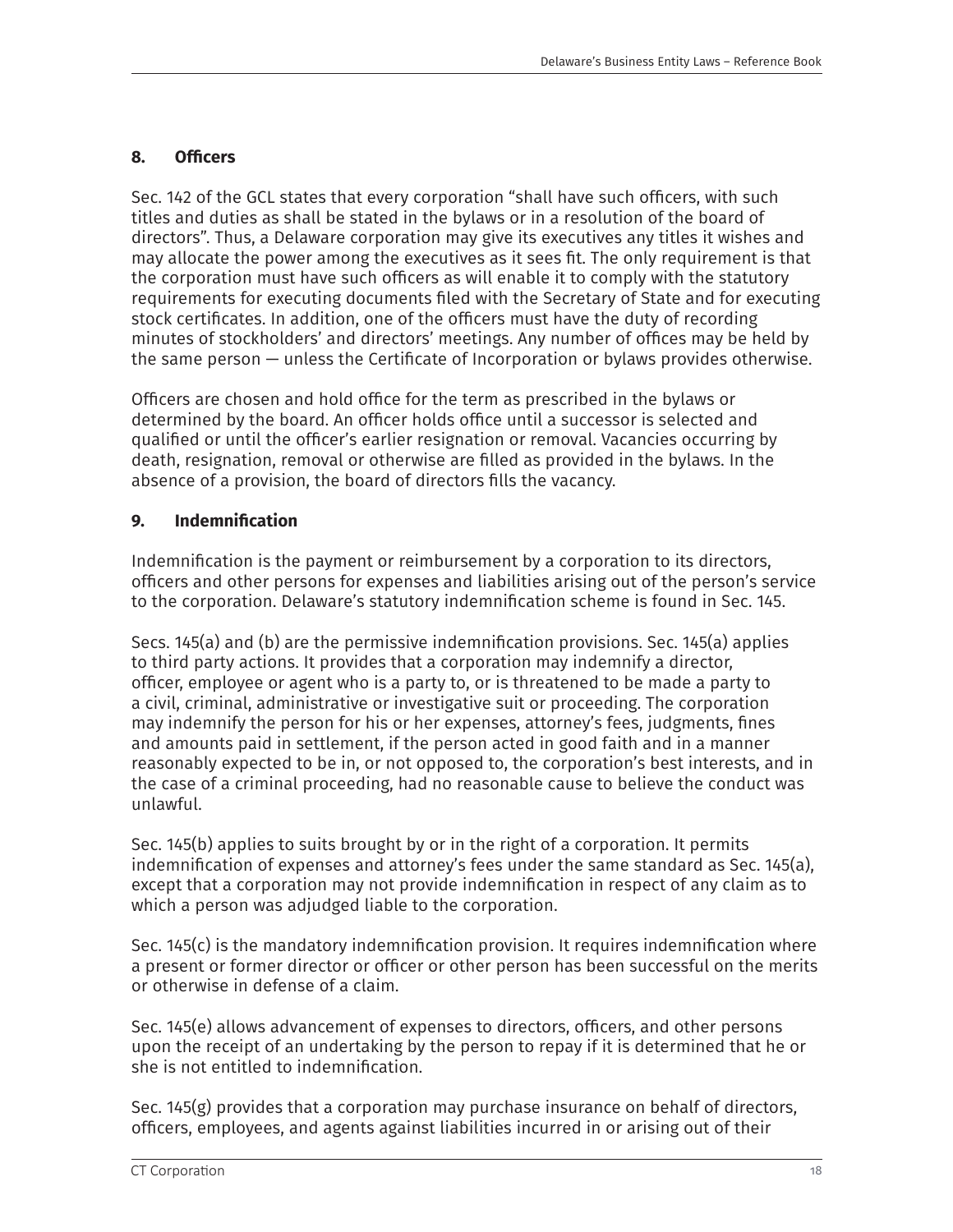## 8. Officers

Sec. 142 of the GCL states that every corporation "shall have such officers, with such titles and duties as shall be stated in the bylaws or in a resolution of the board of directors". Thus, a Delaware corporation may give its executives any titles it wishes and may allocate the power among the executives as it sees fit. The only requirement is that the corporation must have such officers as will enable it to comply with the statutory requirements for executing documents filed with the Secretary of State and for executing stock certificates. In addition, one of the officers must have the duty of recording minutes of stockholders' and directors' meetings. Any number of offices may be held by the same person — unless the Certificate of Incorporation or bylaws provides otherwise.

Officers are chosen and hold office for the term as prescribed in the bylaws or determined by the board. An officer holds office until a successor is selected and qualified or until the officer's earlier resignation or removal. Vacancies occurring by death, resignation, removal or otherwise are filled as provided in the bylaws. In the absence of a provision, the board of directors fills the vacancy.

## 9. Indemnification

Indemnification is the payment or reimbursement by a corporation to its directors, officers and other persons for expenses and liabilities arising out of the person's service to the corporation. Delaware's statutory indemnification scheme is found in Sec. 145.

Secs. 145(a) and (b) are the permissive indemnification provisions. Sec. 145(a) applies to third party actions. It provides that a corporation may indemnify a director, officer, employee or agent who is a party to, or is threatened to be made a party to a civil, criminal, administrative or investigative suit or proceeding. The corporation may indemnify the person for his or her expenses, attorney's fees, judgments, fines and amounts paid in settlement, if the person acted in good faith and in a manner reasonably expected to be in, or not opposed to, the corporation's best interests, and in the case of a criminal proceeding, had no reasonable cause to believe the conduct was unlawful.

Sec. 145(b) applies to suits brought by or in the right of a corporation. It permits indemnification of expenses and attorney's fees under the same standard as Sec. 145(a), except that a corporation may not provide indemnification in respect of any claim as to which a person was adjudged liable to the corporation.

Sec. 145(c) is the mandatory indemnification provision. It requires indemnification where a present or former director or officer or other person has been successful on the merits or otherwise in defense of a claim.

Sec. 145(e) allows advancement of expenses to directors, officers, and other persons upon the receipt of an undertaking by the person to repay if it is determined that he or she is not entitled to indemnification.

Sec. 145(g) provides that a corporation may purchase insurance on behalf of directors, officers, employees, and agents against liabilities incurred in or arising out of their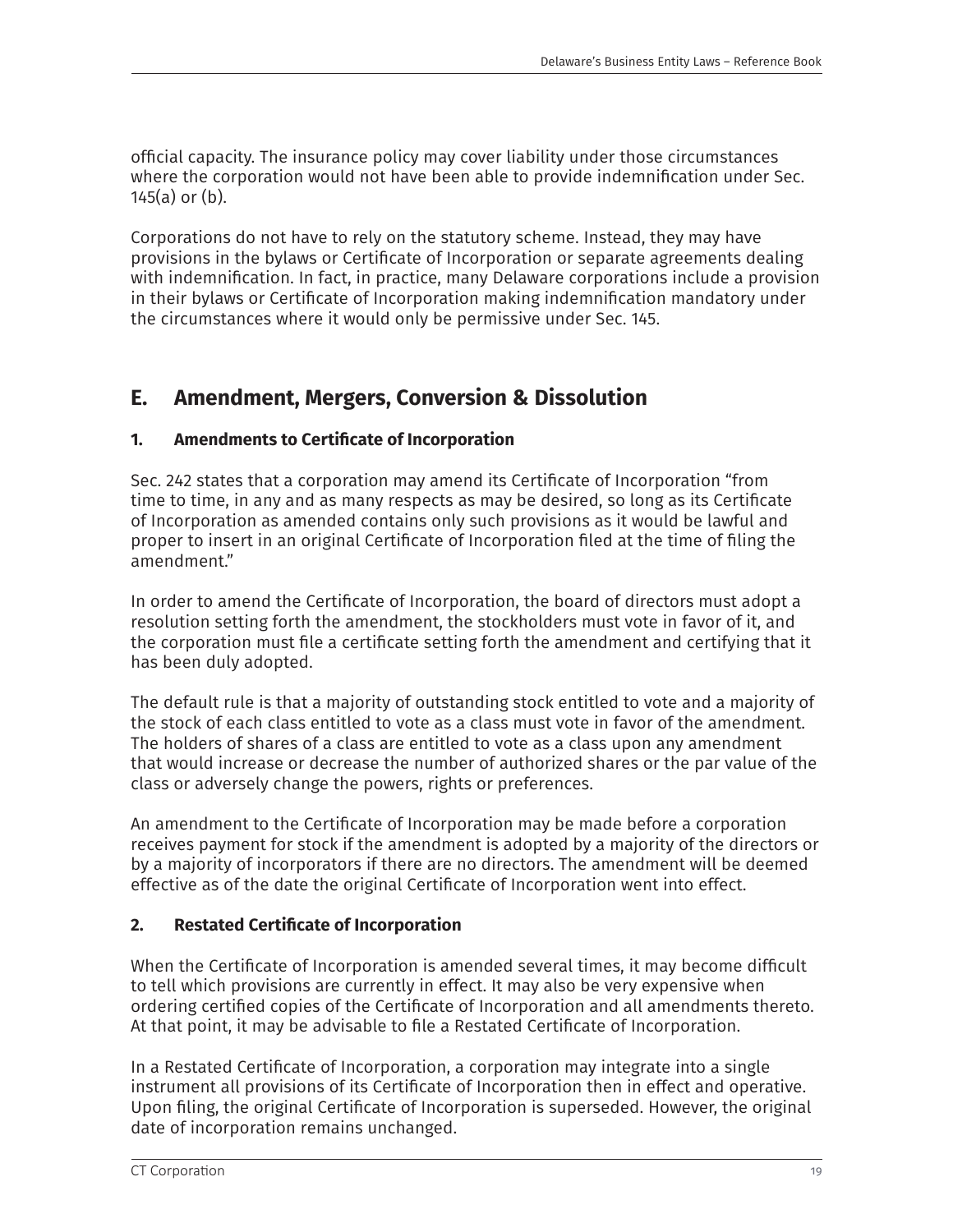official capacity. The insurance policy may cover liability under those circumstances where the corporation would not have been able to provide indemnification under Sec. 145(a) or (b).

Corporations do not have to rely on the statutory scheme. Instead, they may have provisions in the bylaws or Certificate of Incorporation or separate agreements dealing with indemnification. In fact, in practice, many Delaware corporations include a provision in their bylaws or Certificate of Incorporation making indemnification mandatory under the circumstances where it would only be permissive under Sec. 145.

## E. Amendment, Mergers, Conversion & Dissolution

### 1. Amendments to Certificate of Incorporation

Sec. 242 states that a corporation may amend its Certificate of Incorporation "from time to time, in any and as many respects as may be desired, so long as its Certificate of Incorporation as amended contains only such provisions as it would be lawful and proper to insert in an original Certificate of Incorporation filed at the time of filing the amendment."

In order to amend the Certificate of Incorporation, the board of directors must adopt a resolution setting forth the amendment, the stockholders must vote in favor of it, and the corporation must file a certificate setting forth the amendment and certifying that it has been duly adopted.

The default rule is that a majority of outstanding stock entitled to vote and a majority of the stock of each class entitled to vote as a class must vote in favor of the amendment. The holders of shares of a class are entitled to vote as a class upon any amendment that would increase or decrease the number of authorized shares or the par value of the class or adversely change the powers, rights or preferences.

An amendment to the Certificate of Incorporation may be made before a corporation receives payment for stock if the amendment is adopted by a majority of the directors or by a majority of incorporators if there are no directors. The amendment will be deemed effective as of the date the original Certificate of Incorporation went into effect.

### 2. Restated Certificate of Incorporation

When the Certificate of Incorporation is amended several times, it may become difficult to tell which provisions are currently in effect. It may also be very expensive when ordering certified copies of the Certificate of Incorporation and all amendments thereto. At that point, it may be advisable to file a Restated Certificate of Incorporation.

In a Restated Certificate of Incorporation, a corporation may integrate into a single instrument all provisions of its Certificate of Incorporation then in effect and operative. Upon filing, the original Certificate of Incorporation is superseded. However, the original date of incorporation remains unchanged.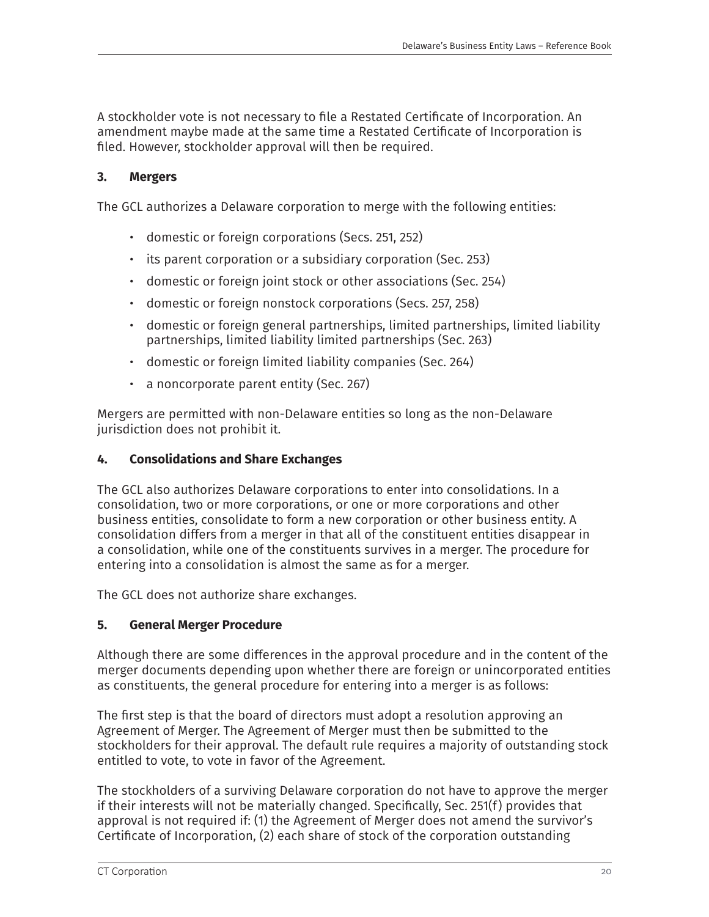A stockholder vote is not necessary to file a Restated Certificate of Incorporation. An amendment maybe made at the same time a Restated Certificate of Incorporation is filed. However, stockholder approval will then be required.

### 3. Mergers

The GCL authorizes a Delaware corporation to merge with the following entities:

- domestic or foreign corporations (Secs. 251, 252)
- its parent corporation or a subsidiary corporation (Sec. 253)
- domestic or foreign joint stock or other associations (Sec. 254)
- domestic or foreign nonstock corporations (Secs. 257, 258)
- domestic or foreign general partnerships, limited partnerships, limited liability partnerships, limited liability limited partnerships (Sec. 263)
- domestic or foreign limited liability companies (Sec. 264)
- a noncorporate parent entity (Sec. 267)

Mergers are permitted with non-Delaware entities so long as the non-Delaware jurisdiction does not prohibit it.

### 4. Consolidations and Share Exchanges

The GCL also authorizes Delaware corporations to enter into consolidations. In a consolidation, two or more corporations, or one or more corporations and other business entities, consolidate to form a new corporation or other business entity. A consolidation differs from a merger in that all of the constituent entities disappear in a consolidation, while one of the constituents survives in a merger. The procedure for entering into a consolidation is almost the same as for a merger.

The GCL does not authorize share exchanges.

### 5. General Merger Procedure

Although there are some differences in the approval procedure and in the content of the merger documents depending upon whether there are foreign or unincorporated entities as constituents, the general procedure for entering into a merger is as follows:

The first step is that the board of directors must adopt a resolution approving an Agreement of Merger. The Agreement of Merger must then be submitted to the stockholders for their approval. The default rule requires a majority of outstanding stock entitled to vote, to vote in favor of the Agreement.

The stockholders of a surviving Delaware corporation do not have to approve the merger if their interests will not be materially changed. Specifically, Sec. 251(f) provides that approval is not required if: (1) the Agreement of Merger does not amend the survivor's Certificate of Incorporation, (2) each share of stock of the corporation outstanding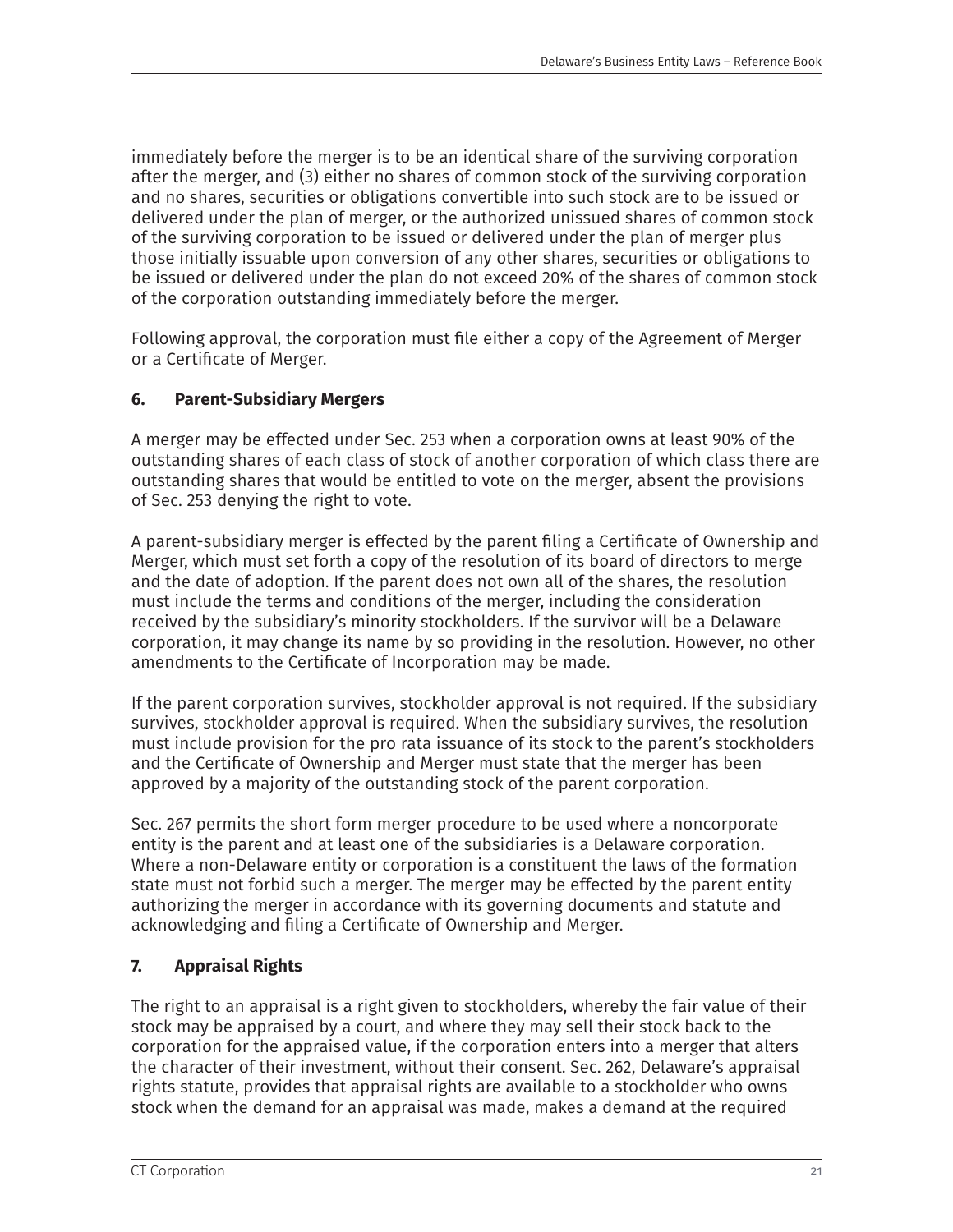immediately before the merger is to be an identical share of the surviving corporation after the merger, and (3) either no shares of common stock of the surviving corporation and no shares, securities or obligations convertible into such stock are to be issued or delivered under the plan of merger, or the authorized unissued shares of common stock of the surviving corporation to be issued or delivered under the plan of merger plus those initially issuable upon conversion of any other shares, securities or obligations to be issued or delivered under the plan do not exceed 20% of the shares of common stock of the corporation outstanding immediately before the merger.

Following approval, the corporation must file either a copy of the Agreement of Merger or a Certificate of Merger.

### 6. Parent-Subsidiary Mergers

A merger may be effected under Sec. 253 when a corporation owns at least 90% of the outstanding shares of each class of stock of another corporation of which class there are outstanding shares that would be entitled to vote on the merger, absent the provisions of Sec. 253 denying the right to vote.

A parent-subsidiary merger is effected by the parent filing a Certificate of Ownership and Merger, which must set forth a copy of the resolution of its board of directors to merge and the date of adoption. If the parent does not own all of the shares, the resolution must include the terms and conditions of the merger, including the consideration received by the subsidiary's minority stockholders. If the survivor will be a Delaware corporation, it may change its name by so providing in the resolution. However, no other amendments to the Certificate of Incorporation may be made.

If the parent corporation survives, stockholder approval is not required. If the subsidiary survives, stockholder approval is required. When the subsidiary survives, the resolution must include provision for the pro rata issuance of its stock to the parent's stockholders and the Certificate of Ownership and Merger must state that the merger has been approved by a majority of the outstanding stock of the parent corporation.

Sec. 267 permits the short form merger procedure to be used where a noncorporate entity is the parent and at least one of the subsidiaries is a Delaware corporation. Where a non-Delaware entity or corporation is a constituent the laws of the formation state must not forbid such a merger. The merger may be effected by the parent entity authorizing the merger in accordance with its governing documents and statute and acknowledging and filing a Certificate of Ownership and Merger.

### 7. Appraisal Rights

The right to an appraisal is a right given to stockholders, whereby the fair value of their stock may be appraised by a court, and where they may sell their stock back to the corporation for the appraised value, if the corporation enters into a merger that alters the character of their investment, without their consent. Sec. 262, Delaware's appraisal rights statute, provides that appraisal rights are available to a stockholder who owns stock when the demand for an appraisal was made, makes a demand at the required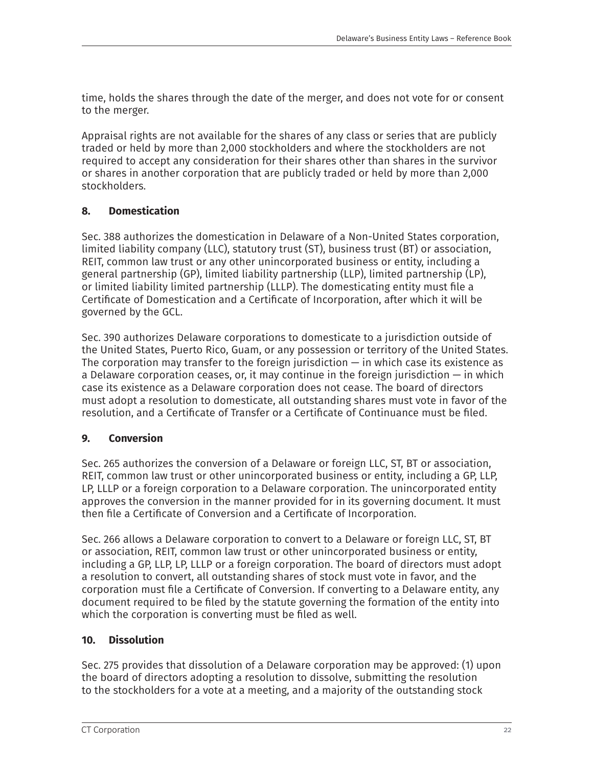time, holds the shares through the date of the merger, and does not vote for or consent to the merger.

Appraisal rights are not available for the shares of any class or series that are publicly traded or held by more than 2,000 stockholders and where the stockholders are not required to accept any consideration for their shares other than shares in the survivor or shares in another corporation that are publicly traded or held by more than 2,000 stockholders.

### 8. Domestication

Sec. 388 authorizes the domestication in Delaware of a Non-United States corporation, limited liability company (LLC), statutory trust (ST), business trust (BT) or association, REIT, common law trust or any other unincorporated business or entity, including a general partnership (GP), limited liability partnership (LLP), limited partnership (LP), or limited liability limited partnership (LLLP). The domesticating entity must file a Certificate of Domestication and a Certificate of Incorporation, after which it will be governed by the GCL.

Sec. 390 authorizes Delaware corporations to domesticate to a jurisdiction outside of the United States, Puerto Rico, Guam, or any possession or territory of the United States. The corporation may transfer to the foreign jurisdiction — in which case its existence as a Delaware corporation ceases, or, it may continue in the foreign jurisdiction — in which case its existence as a Delaware corporation does not cease. The board of directors must adopt a resolution to domesticate, all outstanding shares must vote in favor of the resolution, and a Certificate of Transfer or a Certificate of Continuance must be filed.

### 9. Conversion

Sec. 265 authorizes the conversion of a Delaware or foreign LLC, ST, BT or association, REIT, common law trust or other unincorporated business or entity, including a GP, LLP, LP, LLLP or a foreign corporation to a Delaware corporation. The unincorporated entity approves the conversion in the manner provided for in its governing document. It must then file a Certificate of Conversion and a Certificate of Incorporation.

Sec. 266 allows a Delaware corporation to convert to a Delaware or foreign LLC, ST, BT or association, REIT, common law trust or other unincorporated business or entity, including a GP, LLP, LP, LLLP or a foreign corporation. The board of directors must adopt a resolution to convert, all outstanding shares of stock must vote in favor, and the corporation must file a Certificate of Conversion. If converting to a Delaware entity, any document required to be filed by the statute governing the formation of the entity into which the corporation is converting must be filed as well.

### 10. Dissolution

Sec. 275 provides that dissolution of a Delaware corporation may be approved: (1) upon the board of directors adopting a resolution to dissolve, submitting the resolution to the stockholders for a vote at a meeting, and a majority of the outstanding stock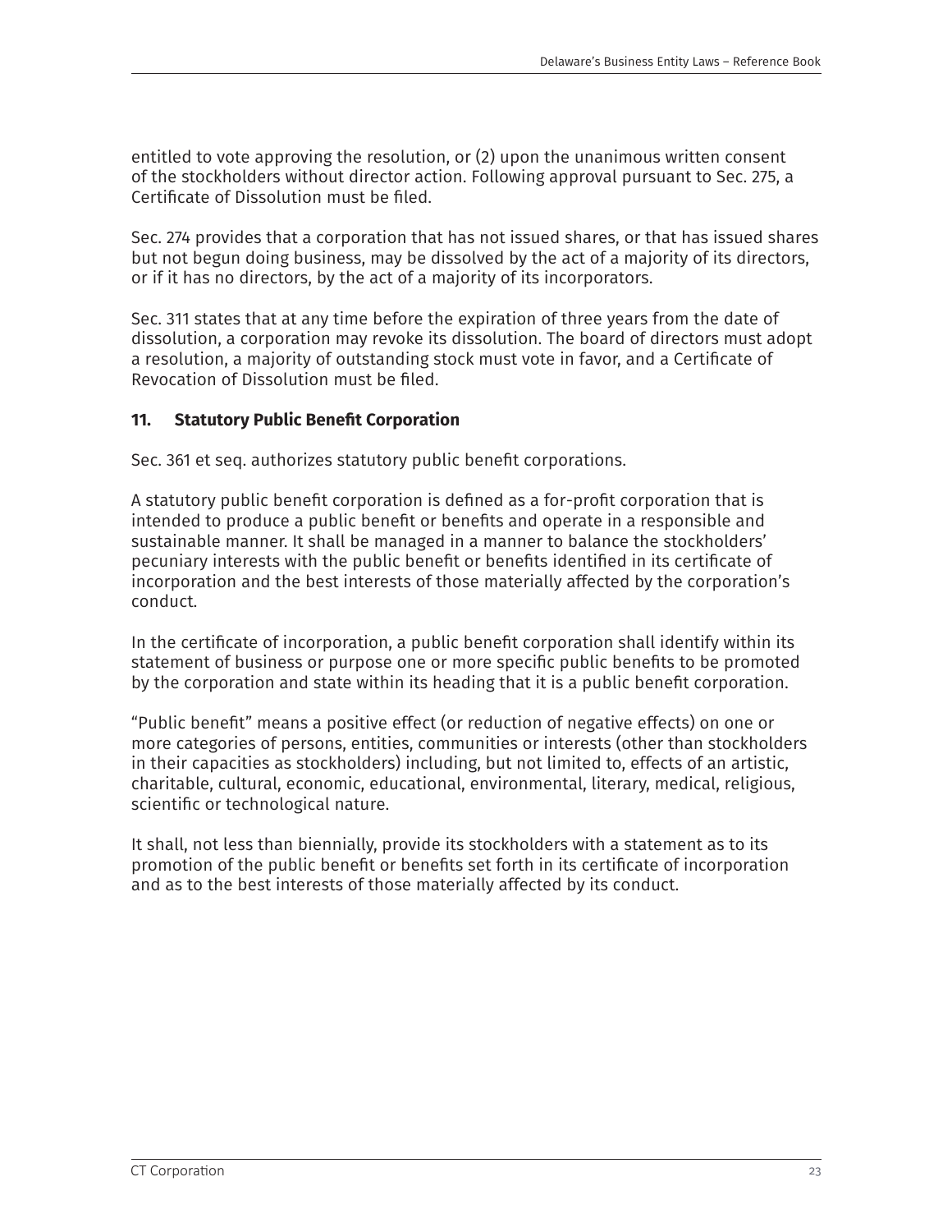entitled to vote approving the resolution, or (2) upon the unanimous written consent of the stockholders without director action. Following approval pursuant to Sec. 275, a Certificate of Dissolution must be filed.

Sec. 274 provides that a corporation that has not issued shares, or that has issued shares but not begun doing business, may be dissolved by the act of a majority of its directors, or if it has no directors, by the act of a majority of its incorporators.

Sec. 311 states that at any time before the expiration of three years from the date of dissolution, a corporation may revoke its dissolution. The board of directors must adopt a resolution, a majority of outstanding stock must vote in favor, and a Certificate of Revocation of Dissolution must be filed.

### 11. Statutory Public Benefit Corporation

Sec. 361 et seq. authorizes statutory public benefit corporations.

A statutory public benefit corporation is defined as a for-profit corporation that is intended to produce a public benefit or benefits and operate in a responsible and sustainable manner. It shall be managed in a manner to balance the stockholders' pecuniary interests with the public benefit or benefits identified in its certificate of incorporation and the best interests of those materially affected by the corporation's conduct.

In the certificate of incorporation, a public benefit corporation shall identify within its statement of business or purpose one or more specific public benefits to be promoted by the corporation and state within its heading that it is a public benefit corporation.

"Public benefit" means a positive effect (or reduction of negative effects) on one or more categories of persons, entities, communities or interests (other than stockholders in their capacities as stockholders) including, but not limited to, effects of an artistic, charitable, cultural, economic, educational, environmental, literary, medical, religious, scientific or technological nature.

It shall, not less than biennially, provide its stockholders with a statement as to its promotion of the public benefit or benefits set forth in its certificate of incorporation and as to the best interests of those materially affected by its conduct.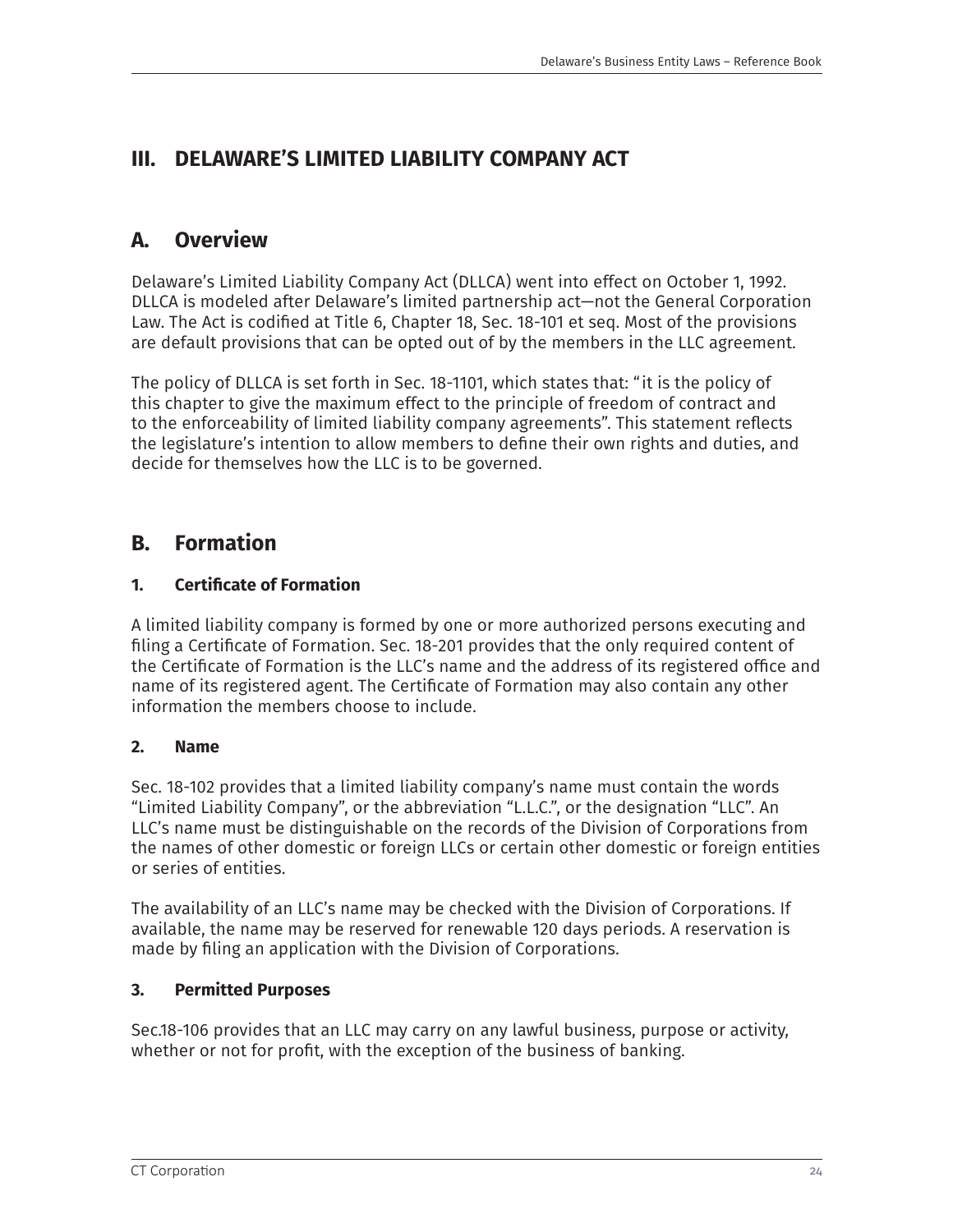# III. DELAWARE'S LIMITED LIABILITY COMPANY ACT

## A. Overview

Delaware's Limited Liability Company Act (DLLCA) went into effect on October 1, 1992. DLLCA is modeled after Delaware's limited partnership act—not the General Corporation Law. The Act is codified at Title 6, Chapter 18, Sec. 18-101 et seq. Most of the provisions are default provisions that can be opted out of by the members in the LLC agreement.

The policy of DLLCA is set forth in Sec. 18-1101, which states that: "it is the policy of this chapter to give the maximum effect to the principle of freedom of contract and to the enforceability of limited liability company agreements". This statement reflects the legislature's intention to allow members to define their own rights and duties, and decide for themselves how the LLC is to be governed.

## B. Formation

### 1. Certificate of Formation

A limited liability company is formed by one or more authorized persons executing and filing a Certificate of Formation. Sec. 18-201 provides that the only required content of the Certificate of Formation is the LLC's name and the address of its registered office and name of its registered agent. The Certificate of Formation may also contain any other information the members choose to include.

### 2. Name

Sec. 18-102 provides that a limited liability company's name must contain the words "Limited Liability Company", or the abbreviation "L.L.C.", or the designation "LLC". An LLC's name must be distinguishable on the records of the Division of Corporations from the names of other domestic or foreign LLCs or certain other domestic or foreign entities or series of entities.

The availability of an LLC's name may be checked with the Division of Corporations. If available, the name may be reserved for renewable 120 days periods. A reservation is made by filing an application with the Division of Corporations.

### 3. Permitted Purposes

Sec.18-106 provides that an LLC may carry on any lawful business, purpose or activity, whether or not for profit, with the exception of the business of banking.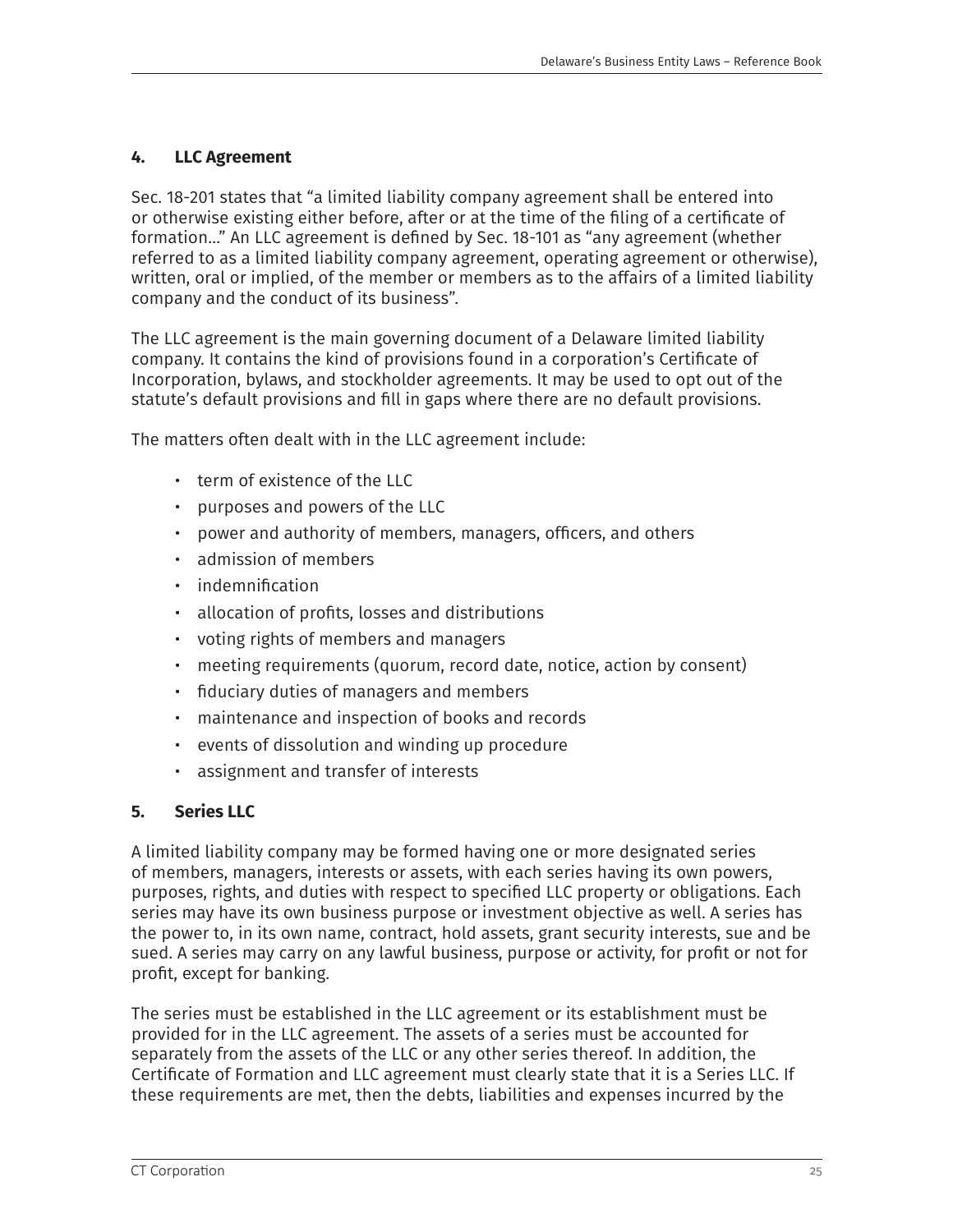## 4. LLC Agreement

Sec. 18-201 states that "a limited liability company agreement shall be entered into or otherwise existing either before, after or at the time of the filing of a certificate of formation..." An LLC agreement is defined by Sec. 18-101 as "any agreement (whether referred to as a limited liability company agreement, operating agreement or otherwise), written, oral or implied, of the member or members as to the affairs of a limited liability company and the conduct of its business".

The LLC agreement is the main governing document of a Delaware limited liability company. It contains the kind of provisions found in a corporation's Certificate of Incorporation, bylaws, and stockholder agreements. It may be used to opt out of the statute's default provisions and fill in gaps where there are no default provisions.

The matters often dealt with in the LLC agreement include:

- term of existence of the LLC
- purposes and powers of the LLC
- power and authority of members, managers, officers, and others
- admission of members
- indemnification
- allocation of profits, losses and distributions
- voting rights of members and managers
- meeting requirements (quorum, record date, notice, action by consent)
- fiduciary duties of managers and members
- maintenance and inspection of books and records
- events of dissolution and winding up procedure
- assignment and transfer of interests

## 5. Series LLC

A limited liability company may be formed having one or more designated series of members, managers, interests or assets, with each series having its own powers, purposes, rights, and duties with respect to specified LLC property or obligations. Each series may have its own business purpose or investment objective as well. A series has the power to, in its own name, contract, hold assets, grant security interests, sue and be sued. A series may carry on any lawful business, purpose or activity, for profit or not for profit, except for banking.

The series must be established in the LLC agreement or its establishment must be provided for in the LLC agreement. The assets of a series must be accounted for separately from the assets of the LLC or any other series thereof. In addition, the Certificate of Formation and LLC agreement must clearly state that it is a Series LLC. If these requirements are met, then the debts, liabilities and expenses incurred by the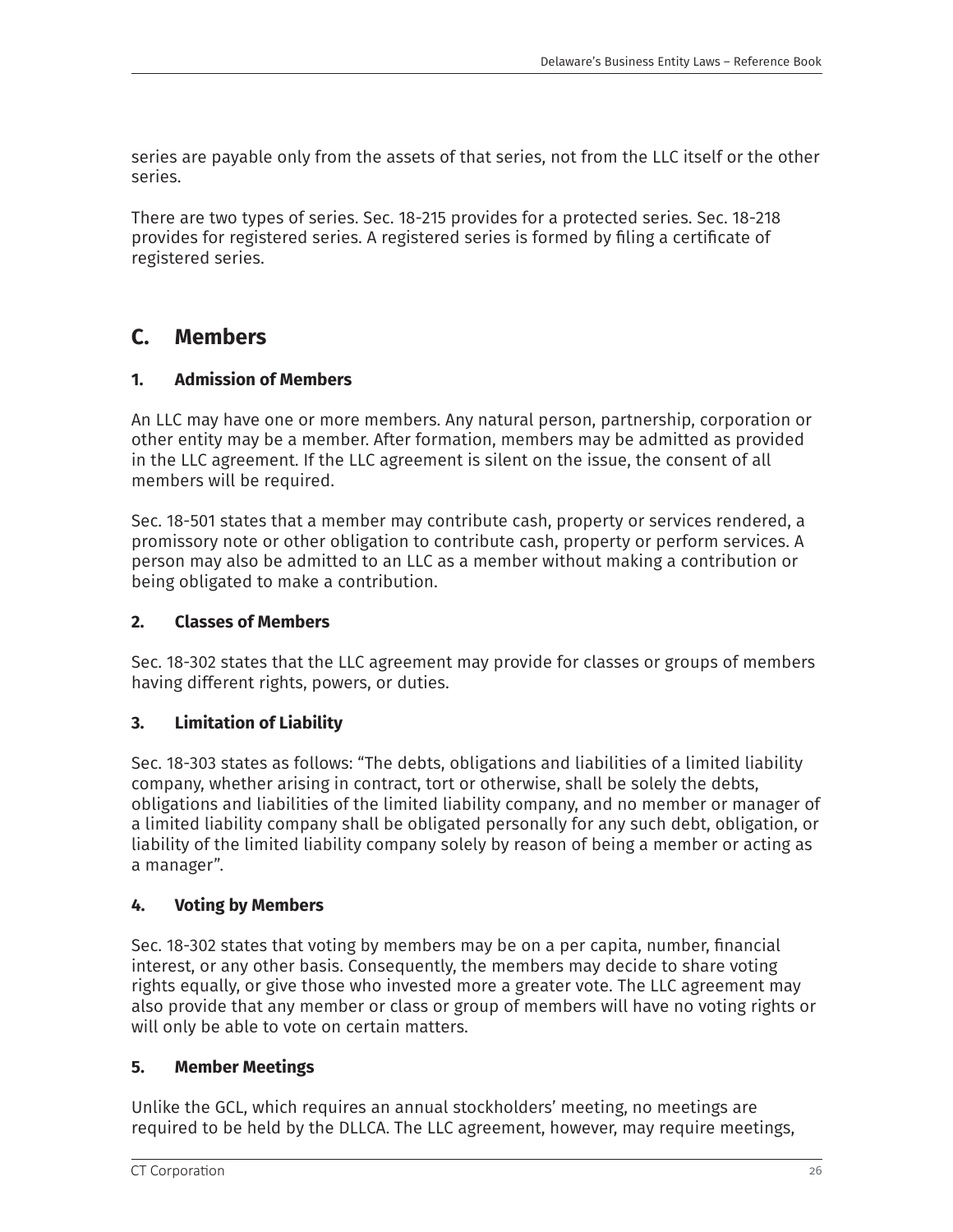series are payable only from the assets of that series, not from the LLC itself or the other series.

There are two types of series. Sec. 18-215 provides for a protected series. Sec. 18-218 provides for registered series. A registered series is formed by filing a certificate of registered series.

## C. Members

### 1. Admission of Members

An LLC may have one or more members. Any natural person, partnership, corporation or other entity may be a member. After formation, members may be admitted as provided in the LLC agreement. If the LLC agreement is silent on the issue, the consent of all members will be required.

Sec. 18-501 states that a member may contribute cash, property or services rendered, a promissory note or other obligation to contribute cash, property or perform services. A person may also be admitted to an LLC as a member without making a contribution or being obligated to make a contribution.

### 2. Classes of Members

Sec. 18-302 states that the LLC agreement may provide for classes or groups of members having different rights, powers, or duties.

### 3. Limitation of Liability

Sec. 18-303 states as follows: "The debts, obligations and liabilities of a limited liability company, whether arising in contract, tort or otherwise, shall be solely the debts, obligations and liabilities of the limited liability company, and no member or manager of a limited liability company shall be obligated personally for any such debt, obligation, or liability of the limited liability company solely by reason of being a member or acting as a manager".

### 4. Voting by Members

Sec. 18-302 states that voting by members may be on a per capita, number, financial interest, or any other basis. Consequently, the members may decide to share voting rights equally, or give those who invested more a greater vote. The LLC agreement may also provide that any member or class or group of members will have no voting rights or will only be able to vote on certain matters.

### 5. Member Meetings

Unlike the GCL, which requires an annual stockholders' meeting, no meetings are required to be held by the DLLCA. The LLC agreement, however, may require meetings,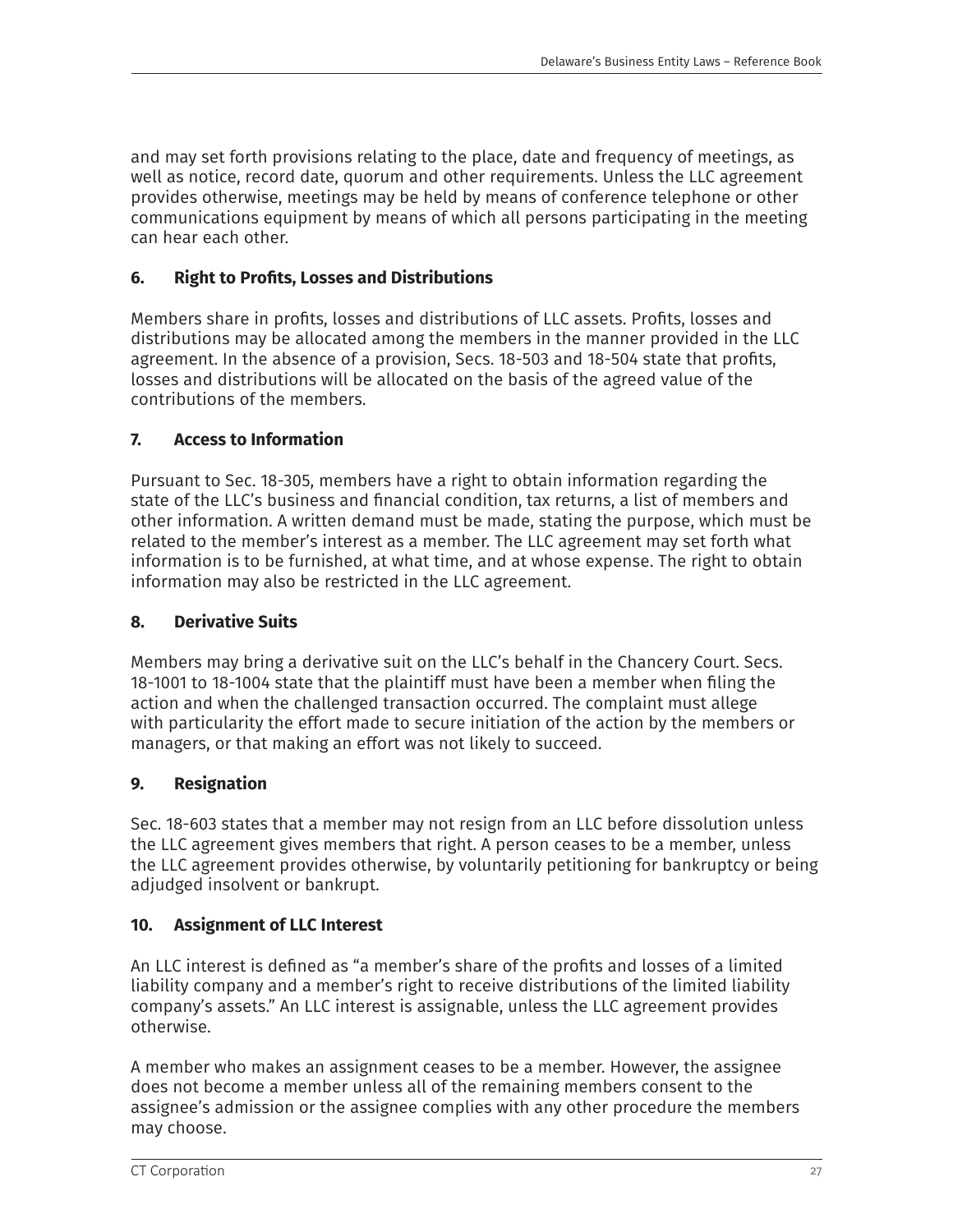and may set forth provisions relating to the place, date and frequency of meetings, as well as notice, record date, quorum and other requirements. Unless the LLC agreement provides otherwise, meetings may be held by means of conference telephone or other communications equipment by means of which all persons participating in the meeting can hear each other.

### 6. Right to Profits, Losses and Distributions

Members share in profits, losses and distributions of LLC assets. Profits, losses and distributions may be allocated among the members in the manner provided in the LLC agreement. In the absence of a provision, Secs. 18-503 and 18-504 state that profits, losses and distributions will be allocated on the basis of the agreed value of the contributions of the members.

### 7. Access to Information

Pursuant to Sec. 18-305, members have a right to obtain information regarding the state of the LLC's business and financial condition, tax returns, a list of members and other information. A written demand must be made, stating the purpose, which must be related to the member's interest as a member. The LLC agreement may set forth what information is to be furnished, at what time, and at whose expense. The right to obtain information may also be restricted in the LLC agreement.

### 8. Derivative Suits

Members may bring a derivative suit on the LLC's behalf in the Chancery Court. Secs. 18-1001 to 18-1004 state that the plaintiff must have been a member when filing the action and when the challenged transaction occurred. The complaint must allege with particularity the effort made to secure initiation of the action by the members or managers, or that making an effort was not likely to succeed.

### 9. Resignation

Sec. 18-603 states that a member may not resign from an LLC before dissolution unless the LLC agreement gives members that right. A person ceases to be a member, unless the LLC agreement provides otherwise, by voluntarily petitioning for bankruptcy or being adjudged insolvent or bankrupt.

### 10. Assignment of LLC Interest

An LLC interest is defined as "a member's share of the profits and losses of a limited liability company and a member's right to receive distributions of the limited liability company's assets." An LLC interest is assignable, unless the LLC agreement provides otherwise.

A member who makes an assignment ceases to be a member. However, the assignee does not become a member unless all of the remaining members consent to the assignee's admission or the assignee complies with any other procedure the members may choose.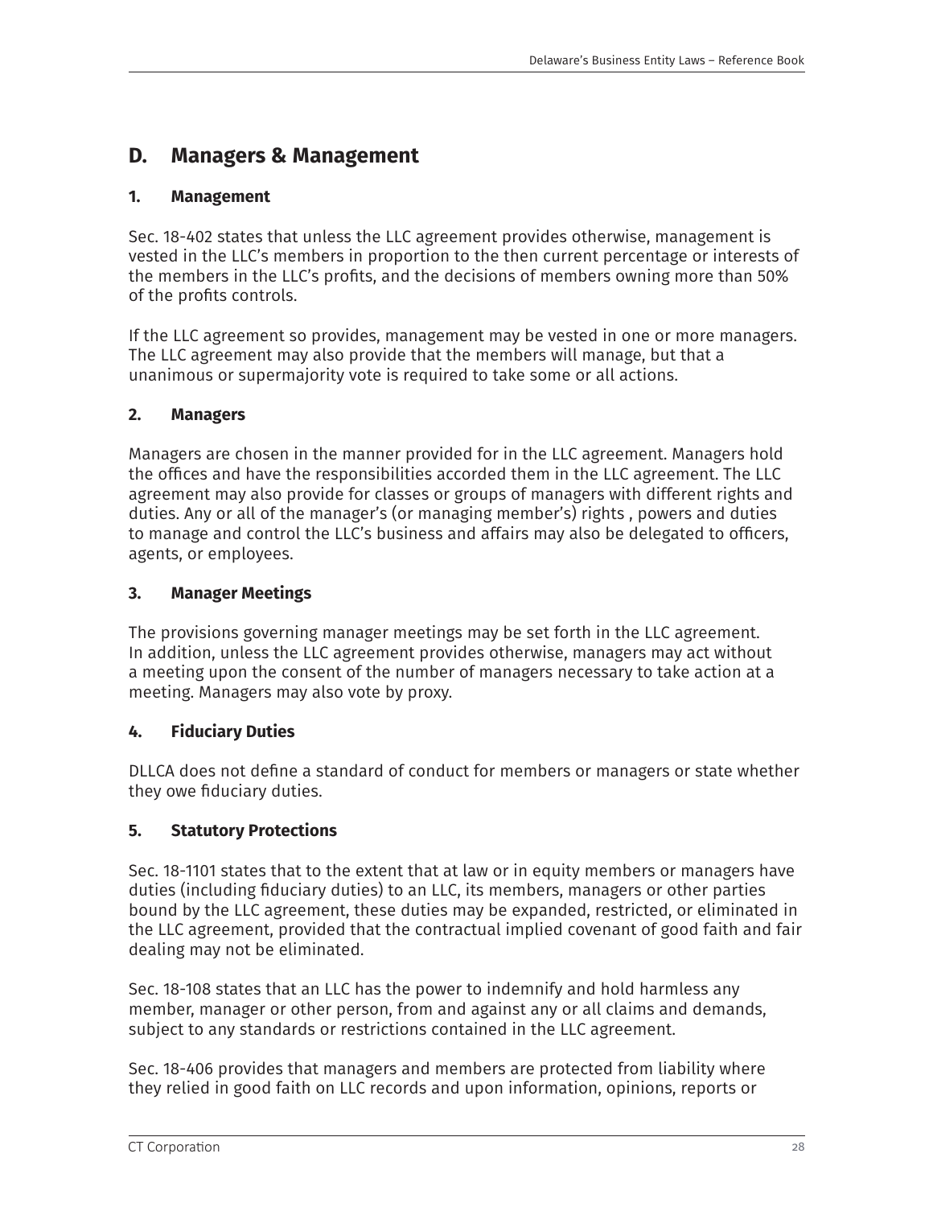## D. Managers & Management

### 1. Management

Sec. 18-402 states that unless the LLC agreement provides otherwise, management is vested in the LLC's members in proportion to the then current percentage or interests of the members in the LLC's profits, and the decisions of members owning more than 50% of the profits controls.

If the LLC agreement so provides, management may be vested in one or more managers. The LLC agreement may also provide that the members will manage, but that a unanimous or supermajority vote is required to take some or all actions.

### 2. Managers

Managers are chosen in the manner provided for in the LLC agreement. Managers hold the offices and have the responsibilities accorded them in the LLC agreement. The LLC agreement may also provide for classes or groups of managers with different rights and duties. Any or all of the manager's (or managing member's) rights , powers and duties to manage and control the LLC's business and affairs may also be delegated to officers, agents, or employees.

### 3. Manager Meetings

The provisions governing manager meetings may be set forth in the LLC agreement. In addition, unless the LLC agreement provides otherwise, managers may act without a meeting upon the consent of the number of managers necessary to take action at a meeting. Managers may also vote by proxy.

### 4. Fiduciary Duties

DLLCA does not define a standard of conduct for members or managers or state whether they owe fiduciary duties.

### 5. Statutory Protections

Sec. 18-1101 states that to the extent that at law or in equity members or managers have duties (including fiduciary duties) to an LLC, its members, managers or other parties bound by the LLC agreement, these duties may be expanded, restricted, or eliminated in the LLC agreement, provided that the contractual implied covenant of good faith and fair dealing may not be eliminated.

Sec. 18-108 states that an LLC has the power to indemnify and hold harmless any member, manager or other person, from and against any or all claims and demands, subject to any standards or restrictions contained in the LLC agreement.

Sec. 18-406 provides that managers and members are protected from liability where they relied in good faith on LLC records and upon information, opinions, reports or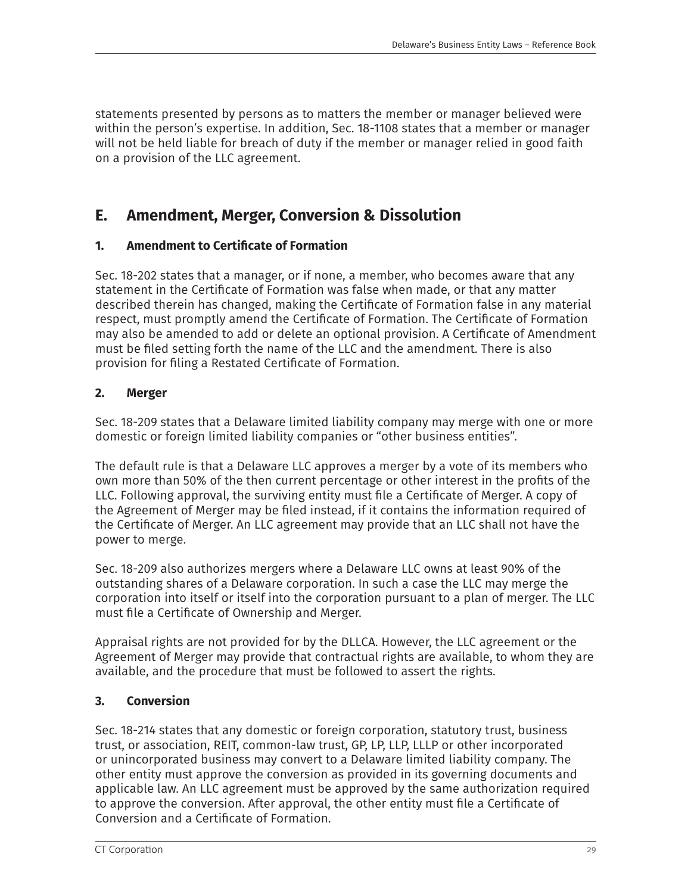statements presented by persons as to matters the member or manager believed were within the person's expertise. In addition, Sec. 18-1108 states that a member or manager will not be held liable for breach of duty if the member or manager relied in good faith on a provision of the LLC agreement.

## E. Amendment, Merger, Conversion & Dissolution

### 1. Amendment to Certificate of Formation

Sec. 18-202 states that a manager, or if none, a member, who becomes aware that any statement in the Certificate of Formation was false when made, or that any matter described therein has changed, making the Certificate of Formation false in any material respect, must promptly amend the Certificate of Formation. The Certificate of Formation may also be amended to add or delete an optional provision. A Certificate of Amendment must be filed setting forth the name of the LLC and the amendment. There is also provision for filing a Restated Certificate of Formation.

### 2. Merger

Sec. 18-209 states that a Delaware limited liability company may merge with one or more domestic or foreign limited liability companies or "other business entities".

The default rule is that a Delaware LLC approves a merger by a vote of its members who own more than 50% of the then current percentage or other interest in the profits of the LLC. Following approval, the surviving entity must file a Certificate of Merger. A copy of the Agreement of Merger may be filed instead, if it contains the information required of the Certificate of Merger. An LLC agreement may provide that an LLC shall not have the power to merge.

Sec. 18-209 also authorizes mergers where a Delaware LLC owns at least 90% of the outstanding shares of a Delaware corporation. In such a case the LLC may merge the corporation into itself or itself into the corporation pursuant to a plan of merger. The LLC must file a Certificate of Ownership and Merger.

Appraisal rights are not provided for by the DLLCA. However, the LLC agreement or the Agreement of Merger may provide that contractual rights are available, to whom they are available, and the procedure that must be followed to assert the rights.

### 3. Conversion

Sec. 18-214 states that any domestic or foreign corporation, statutory trust, business trust, or association, REIT, common-law trust, GP, LP, LLP, LLLP or other incorporated or unincorporated business may convert to a Delaware limited liability company. The other entity must approve the conversion as provided in its governing documents and applicable law. An LLC agreement must be approved by the same authorization required to approve the conversion. After approval, the other entity must file a Certificate of Conversion and a Certificate of Formation.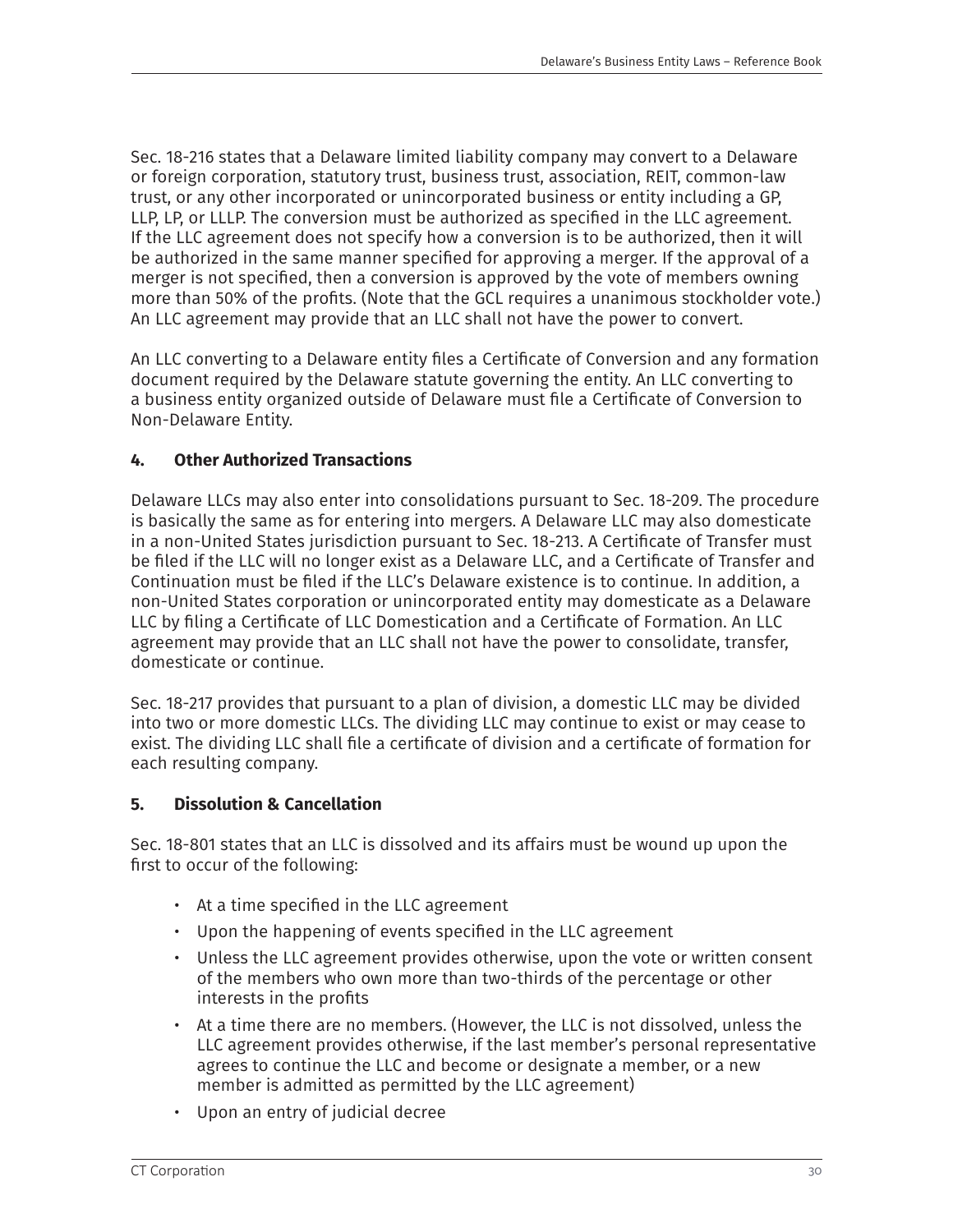Sec. 18-216 states that a Delaware limited liability company may convert to a Delaware or foreign corporation, statutory trust, business trust, association, REIT, common-law trust, or any other incorporated or unincorporated business or entity including a GP, LLP, LP, or LLLP. The conversion must be authorized as specified in the LLC agreement. If the LLC agreement does not specify how a conversion is to be authorized, then it will be authorized in the same manner specified for approving a merger. If the approval of a merger is not specified, then a conversion is approved by the vote of members owning more than 50% of the profits. (Note that the GCL requires a unanimous stockholder vote.) An LLC agreement may provide that an LLC shall not have the power to convert.

An LLC converting to a Delaware entity files a Certificate of Conversion and any formation document required by the Delaware statute governing the entity. An LLC converting to a business entity organized outside of Delaware must file a Certificate of Conversion to Non-Delaware Entity.

### 4. Other Authorized Transactions

Delaware LLCs may also enter into consolidations pursuant to Sec. 18-209. The procedure is basically the same as for entering into mergers. A Delaware LLC may also domesticate in a non-United States jurisdiction pursuant to Sec. 18-213. A Certificate of Transfer must be filed if the LLC will no longer exist as a Delaware LLC, and a Certificate of Transfer and Continuation must be filed if the LLC's Delaware existence is to continue. In addition, a non-United States corporation or unincorporated entity may domesticate as a Delaware LLC by filing a Certificate of LLC Domestication and a Certificate of Formation. An LLC agreement may provide that an LLC shall not have the power to consolidate, transfer, domesticate or continue.

Sec. 18-217 provides that pursuant to a plan of division, a domestic LLC may be divided into two or more domestic LLCs. The dividing LLC may continue to exist or may cease to exist. The dividing LLC shall file a certificate of division and a certificate of formation for each resulting company.

### 5. Dissolution & Cancellation

Sec. 18-801 states that an LLC is dissolved and its affairs must be wound up upon the first to occur of the following:

- At a time specified in the LLC agreement
- Upon the happening of events specified in the LLC agreement
- Unless the LLC agreement provides otherwise, upon the vote or written consent of the members who own more than two-thirds of the percentage or other interests in the profits
- At a time there are no members. (However, the LLC is not dissolved, unless the LLC agreement provides otherwise, if the last member's personal representative agrees to continue the LLC and become or designate a member, or a new member is admitted as permitted by the LLC agreement)
- Upon an entry of judicial decree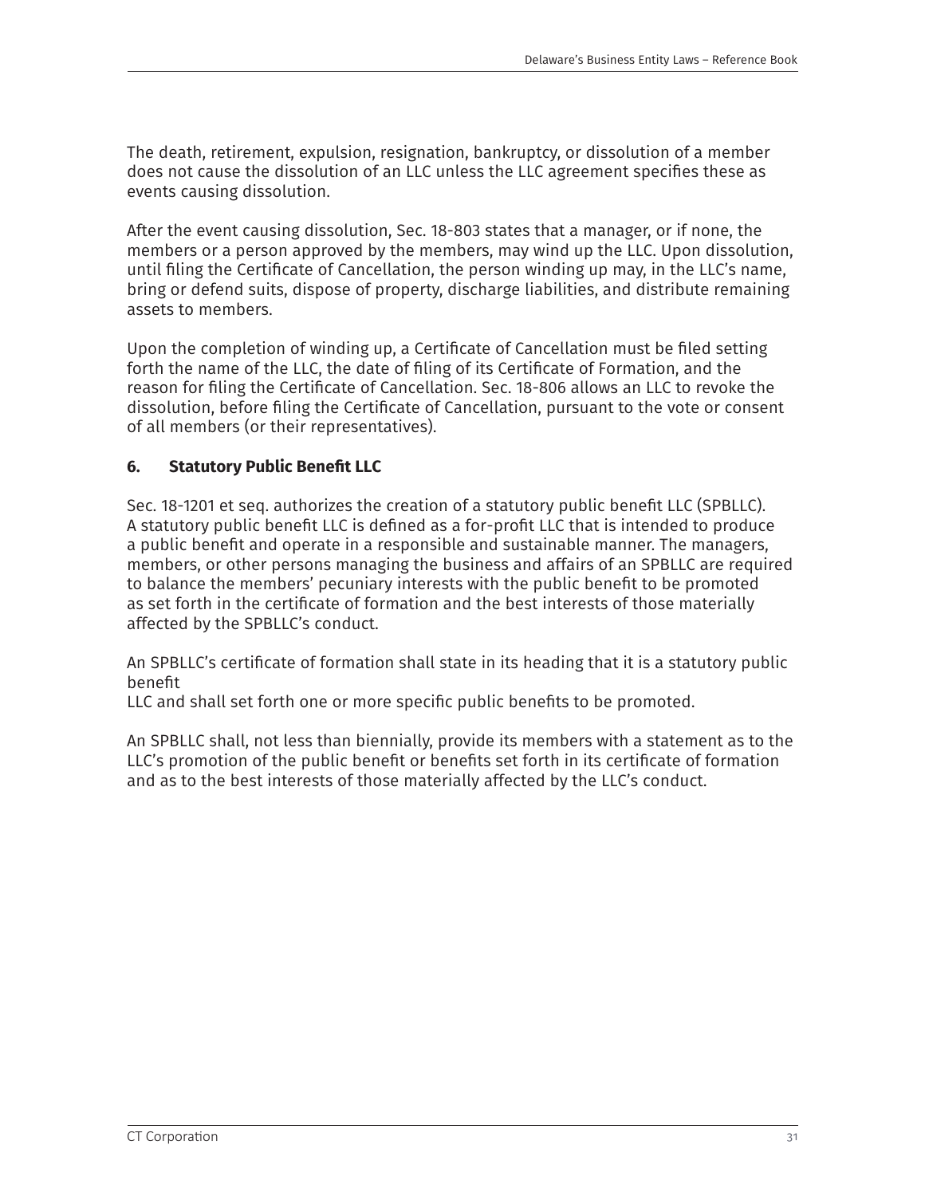The death, retirement, expulsion, resignation, bankruptcy, or dissolution of a member does not cause the dissolution of an LLC unless the LLC agreement specifies these as events causing dissolution.

After the event causing dissolution, Sec. 18-803 states that a manager, or if none, the members or a person approved by the members, may wind up the LLC. Upon dissolution, until filing the Certificate of Cancellation, the person winding up may, in the LLC's name, bring or defend suits, dispose of property, discharge liabilities, and distribute remaining assets to members.

Upon the completion of winding up, a Certificate of Cancellation must be filed setting forth the name of the LLC, the date of filing of its Certificate of Formation, and the reason for filing the Certificate of Cancellation. Sec. 18-806 allows an LLC to revoke the dissolution, before filing the Certificate of Cancellation, pursuant to the vote or consent of all members (or their representatives).

## 6. Statutory Public Benefit LLC

Sec. 18-1201 et seq. authorizes the creation of a statutory public benefit LLC (SPBLLC). A statutory public benefit LLC is defined as a for-profit LLC that is intended to produce a public benefit and operate in a responsible and sustainable manner. The managers, members, or other persons managing the business and affairs of an SPBLLC are required to balance the members' pecuniary interests with the public benefit to be promoted as set forth in the certificate of formation and the best interests of those materially affected by the SPBLLC's conduct.

An SPBLLC's certificate of formation shall state in its heading that it is a statutory public benefit
LLC and shall set forth one or more specific public benefits to be promoted.

An SPBLLC shall, not less than biennially, provide its members with a statement as to the LLC's promotion of the public benefit or benefits set forth in its certificate of formation and as to the best interests of those materially affected by the LLC's conduct.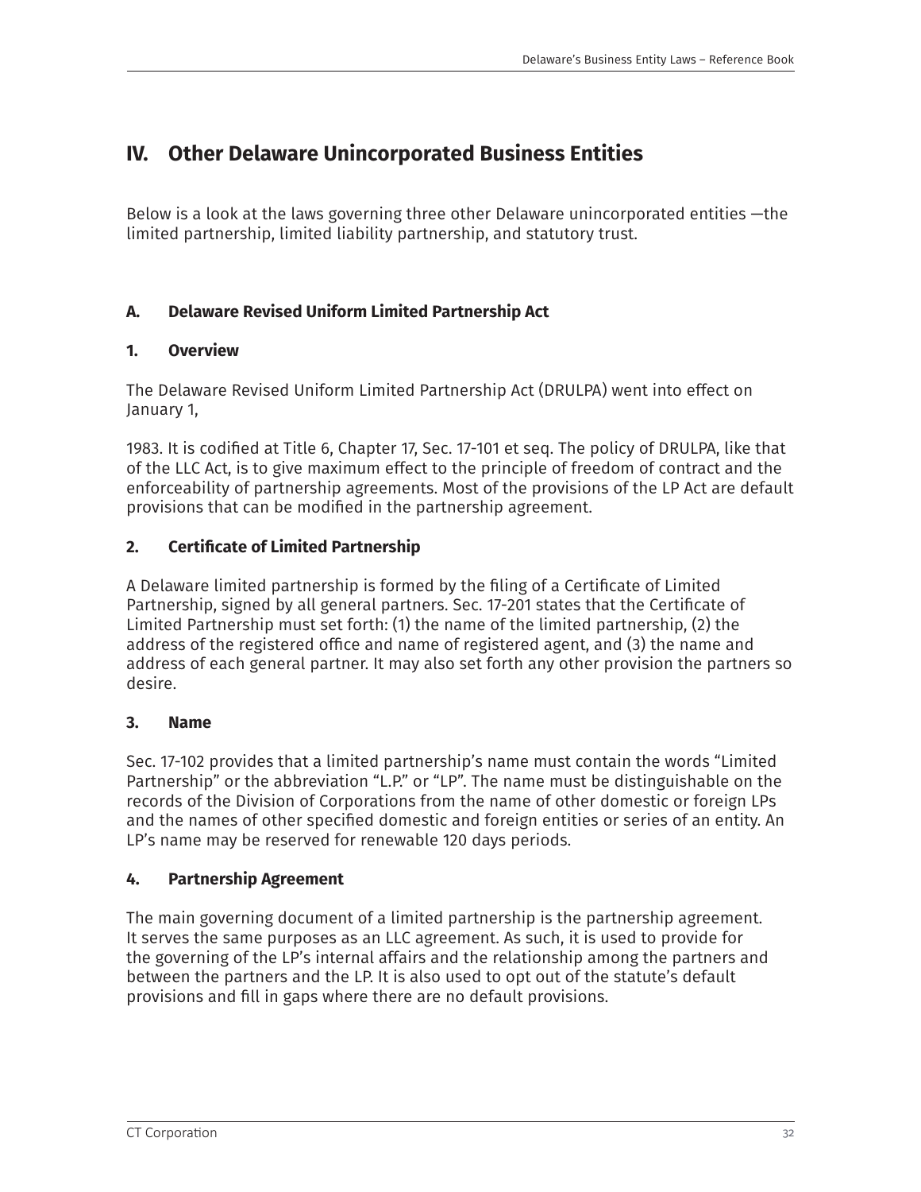# IV. Other Delaware Unincorporated Business Entities

Below is a look at the laws governing three other Delaware unincorporated entities —the limited partnership, limited liability partnership, and statutory trust.

## A. Delaware Revised Uniform Limited Partnership Act

### 1. Overview

The Delaware Revised Uniform Limited Partnership Act (DRULPA) went into effect on January 1,

1983. It is codified at Title 6, Chapter 17, Sec. 17-101 et seq. The policy of DRULPA, like that of the LLC Act, is to give maximum effect to the principle of freedom of contract and the enforceability of partnership agreements. Most of the provisions of the LP Act are default provisions that can be modified in the partnership agreement.

### 2. Certificate of Limited Partnership

A Delaware limited partnership is formed by the filing of a Certificate of Limited Partnership, signed by all general partners. Sec. 17-201 states that the Certificate of Limited Partnership must set forth: (1) the name of the limited partnership, (2) the address of the registered office and name of registered agent, and (3) the name and address of each general partner. It may also set forth any other provision the partners so desire.

### 3. Name

Sec. 17-102 provides that a limited partnership's name must contain the words "Limited Partnership" or the abbreviation "L.P." or "LP". The name must be distinguishable on the records of the Division of Corporations from the name of other domestic or foreign LPs and the names of other specified domestic and foreign entities or series of an entity. An LP's name may be reserved for renewable 120 days periods.

### 4. Partnership Agreement

The main governing document of a limited partnership is the partnership agreement. It serves the same purposes as an LLC agreement. As such, it is used to provide for the governing of the LP's internal affairs and the relationship among the partners and between the partners and the LP. It is also used to opt out of the statute's default provisions and fill in gaps where there are no default provisions.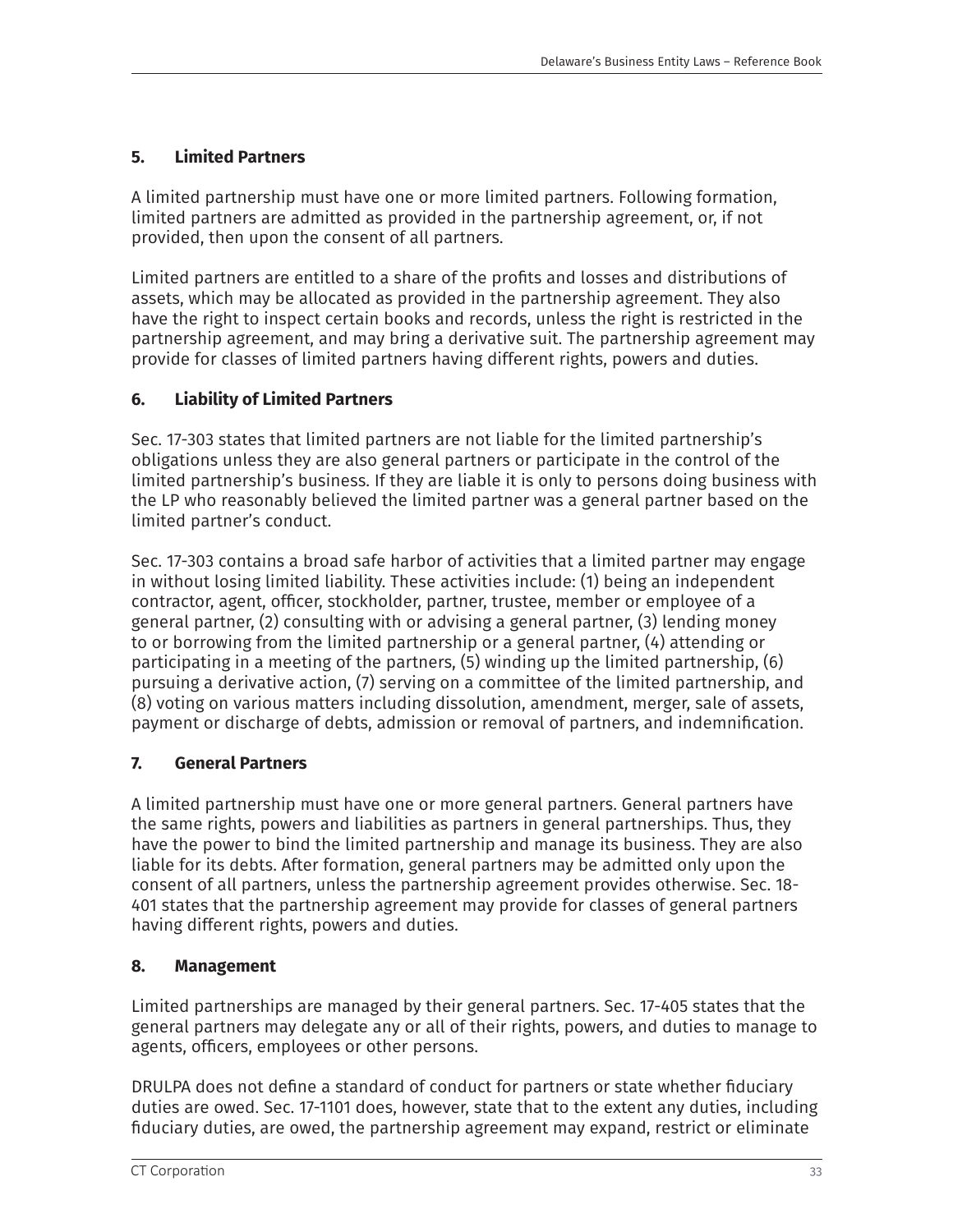### 5. Limited Partners

A limited partnership must have one or more limited partners. Following formation, limited partners are admitted as provided in the partnership agreement, or, if not provided, then upon the consent of all partners.

Limited partners are entitled to a share of the profits and losses and distributions of assets, which may be allocated as provided in the partnership agreement. They also have the right to inspect certain books and records, unless the right is restricted in the partnership agreement, and may bring a derivative suit. The partnership agreement may provide for classes of limited partners having different rights, powers and duties.

### 6. Liability of Limited Partners

Sec. 17-303 states that limited partners are not liable for the limited partnership's obligations unless they are also general partners or participate in the control of the limited partnership's business. If they are liable it is only to persons doing business with the LP who reasonably believed the limited partner was a general partner based on the limited partner's conduct.

Sec. 17-303 contains a broad safe harbor of activities that a limited partner may engage in without losing limited liability. These activities include: (1) being an independent contractor, agent, officer, stockholder, partner, trustee, member or employee of a general partner, (2) consulting with or advising a general partner, (3) lending money to or borrowing from the limited partnership or a general partner, (4) attending or participating in a meeting of the partners, (5) winding up the limited partnership, (6) pursuing a derivative action, (7) serving on a committee of the limited partnership, and (8) voting on various matters including dissolution, amendment, merger, sale of assets, payment or discharge of debts, admission or removal of partners, and indemnification.

### 7. General Partners

A limited partnership must have one or more general partners. General partners have the same rights, powers and liabilities as partners in general partnerships. Thus, they have the power to bind the limited partnership and manage its business. They are also liable for its debts. After formation, general partners may be admitted only upon the consent of all partners, unless the partnership agreement provides otherwise. Sec. 18-401 states that the partnership agreement may provide for classes of general partners having different rights, powers and duties.

### 8. Management

Limited partnerships are managed by their general partners. Sec. 17-405 states that the general partners may delegate any or all of their rights, powers, and duties to manage to agents, officers, employees or other persons.

DRULPA does not define a standard of conduct for partners or state whether fiduciary duties are owed. Sec. 17-1101 does, however, state that to the extent any duties, including fiduciary duties, are owed, the partnership agreement may expand, restrict or eliminate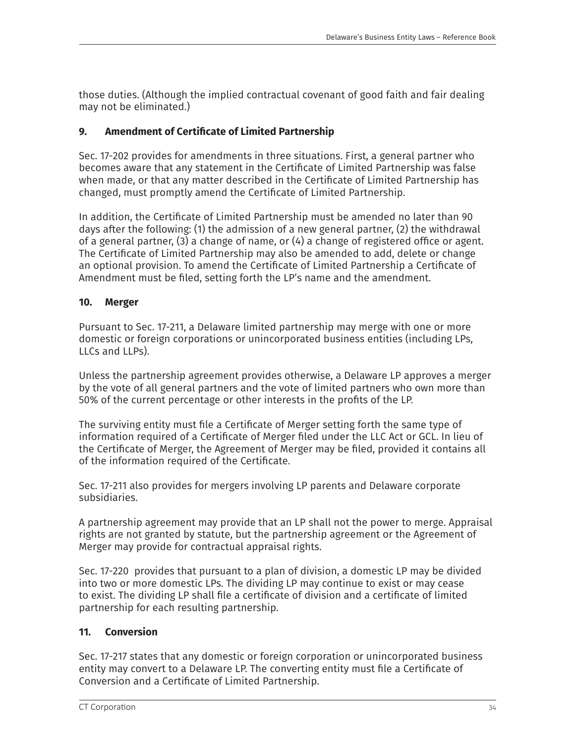those duties. (Although the implied contractual covenant of good faith and fair dealing may not be eliminated.)

### 9. Amendment of Certificate of Limited Partnership

Sec. 17-202 provides for amendments in three situations. First, a general partner who becomes aware that any statement in the Certificate of Limited Partnership was false when made, or that any matter described in the Certificate of Limited Partnership has changed, must promptly amend the Certificate of Limited Partnership.

In addition, the Certificate of Limited Partnership must be amended no later than 90 days after the following: (1) the admission of a new general partner, (2) the withdrawal of a general partner, (3) a change of name, or (4) a change of registered office or agent. The Certificate of Limited Partnership may also be amended to add, delete or change an optional provision. To amend the Certificate of Limited Partnership a Certificate of Amendment must be filed, setting forth the LP's name and the amendment.

### 10. Merger

Pursuant to Sec. 17-211, a Delaware limited partnership may merge with one or more domestic or foreign corporations or unincorporated business entities (including LPs, LLCs and LLPs).

Unless the partnership agreement provides otherwise, a Delaware LP approves a merger by the vote of all general partners and the vote of limited partners who own more than 50% of the current percentage or other interests in the profits of the LP.

The surviving entity must file a Certificate of Merger setting forth the same type of information required of a Certificate of Merger filed under the LLC Act or GCL. In lieu of the Certificate of Merger, the Agreement of Merger may be filed, provided it contains all of the information required of the Certificate.

Sec. 17-211 also provides for mergers involving LP parents and Delaware corporate subsidiaries.

A partnership agreement may provide that an LP shall not the power to merge. Appraisal rights are not granted by statute, but the partnership agreement or the Agreement of Merger may provide for contractual appraisal rights.

Sec. 17-220 provides that pursuant to a plan of division, a domestic LP may be divided into two or more domestic LPs. The dividing LP may continue to exist or may cease to exist. The dividing LP shall file a certificate of division and a certificate of limited partnership for each resulting partnership.

### 11. Conversion

Sec. 17-217 states that any domestic or foreign corporation or unincorporated business entity may convert to a Delaware LP. The converting entity must file a Certificate of Conversion and a Certificate of Limited Partnership.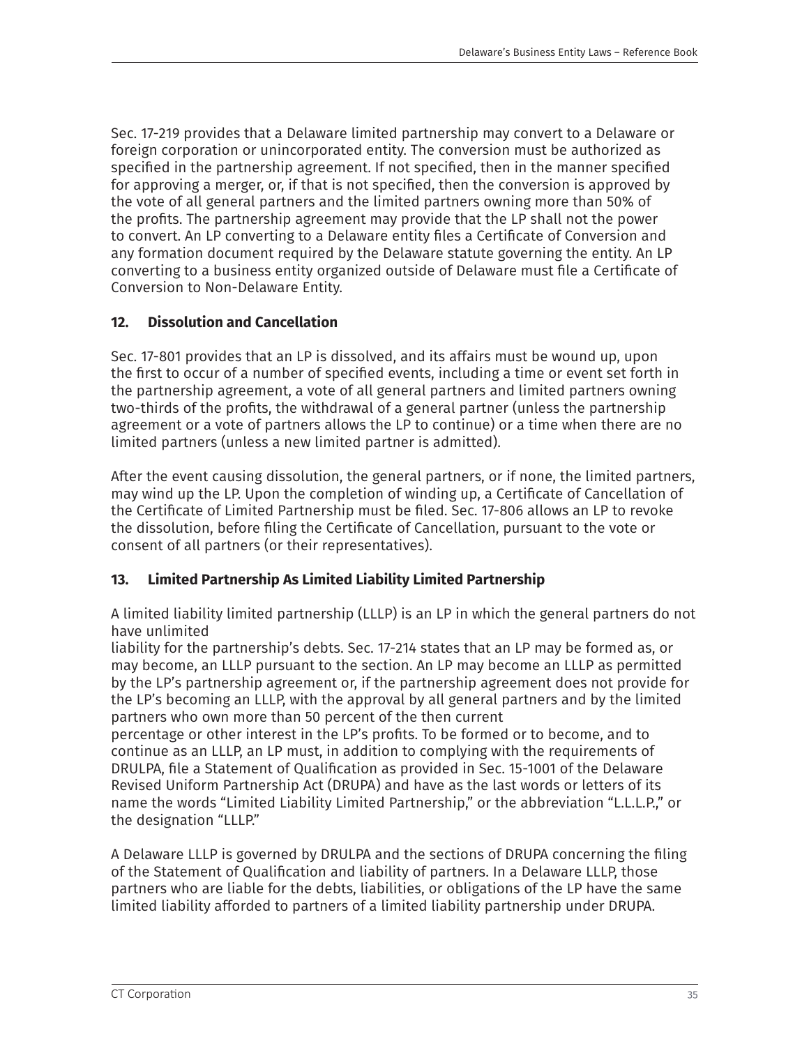Sec. 17-219 provides that a Delaware limited partnership may convert to a Delaware or foreign corporation or unincorporated entity. The conversion must be authorized as specified in the partnership agreement. If not specified, then in the manner specified for approving a merger, or, if that is not specified, then the conversion is approved by the vote of all general partners and the limited partners owning more than 50% of the profits. The partnership agreement may provide that the LP shall not the power to convert. An LP converting to a Delaware entity files a Certificate of Conversion and any formation document required by the Delaware statute governing the entity. An LP converting to a business entity organized outside of Delaware must file a Certificate of Conversion to Non-Delaware Entity.

### 12. Dissolution and Cancellation

Sec. 17-801 provides that an LP is dissolved, and its affairs must be wound up, upon the first to occur of a number of specified events, including a time or event set forth in the partnership agreement, a vote of all general partners and limited partners owning two-thirds of the profits, the withdrawal of a general partner (unless the partnership agreement or a vote of partners allows the LP to continue) or a time when there are no limited partners (unless a new limited partner is admitted).

After the event causing dissolution, the general partners, or if none, the limited partners, may wind up the LP. Upon the completion of winding up, a Certificate of Cancellation of the Certificate of Limited Partnership must be filed. Sec. 17-806 allows an LP to revoke the dissolution, before filing the Certificate of Cancellation, pursuant to the vote or consent of all partners (or their representatives).

### 13. Limited Partnership As Limited Liability Limited Partnership

A limited liability limited partnership (LLLP) is an LP in which the general partners do not have unlimited liability for the partnership's debts. Sec. 17-214 states that an LP may be formed as, or may become, an LLLP pursuant to the section. An LP may become an LLLP as permitted by the LP's partnership agreement or, if the partnership agreement does not provide for the LP's becoming an LLLP, with the approval by all general partners and by the limited partners who own more than 50 percent of the then current percentage or other interest in the LP's profits. To be formed or to become, and to continue as an LLLP, an LP must, in addition to complying with the requirements of DRULPA, file a Statement of Qualification as provided in Sec. 15-1001 of the Delaware Revised Uniform Partnership Act (DRUPA) and have as the last words or letters of its name the words "Limited Liability Limited Partnership," or the abbreviation "L.L.L.P.," or the designation "LLLP."

A Delaware LLLP is governed by DRULPA and the sections of DRUPA concerning the filing of the Statement of Qualification and liability of partners. In a Delaware LLLP, those partners who are liable for the debts, liabilities, or obligations of the LP have the same limited liability afforded to partners of a limited liability partnership under DRUPA.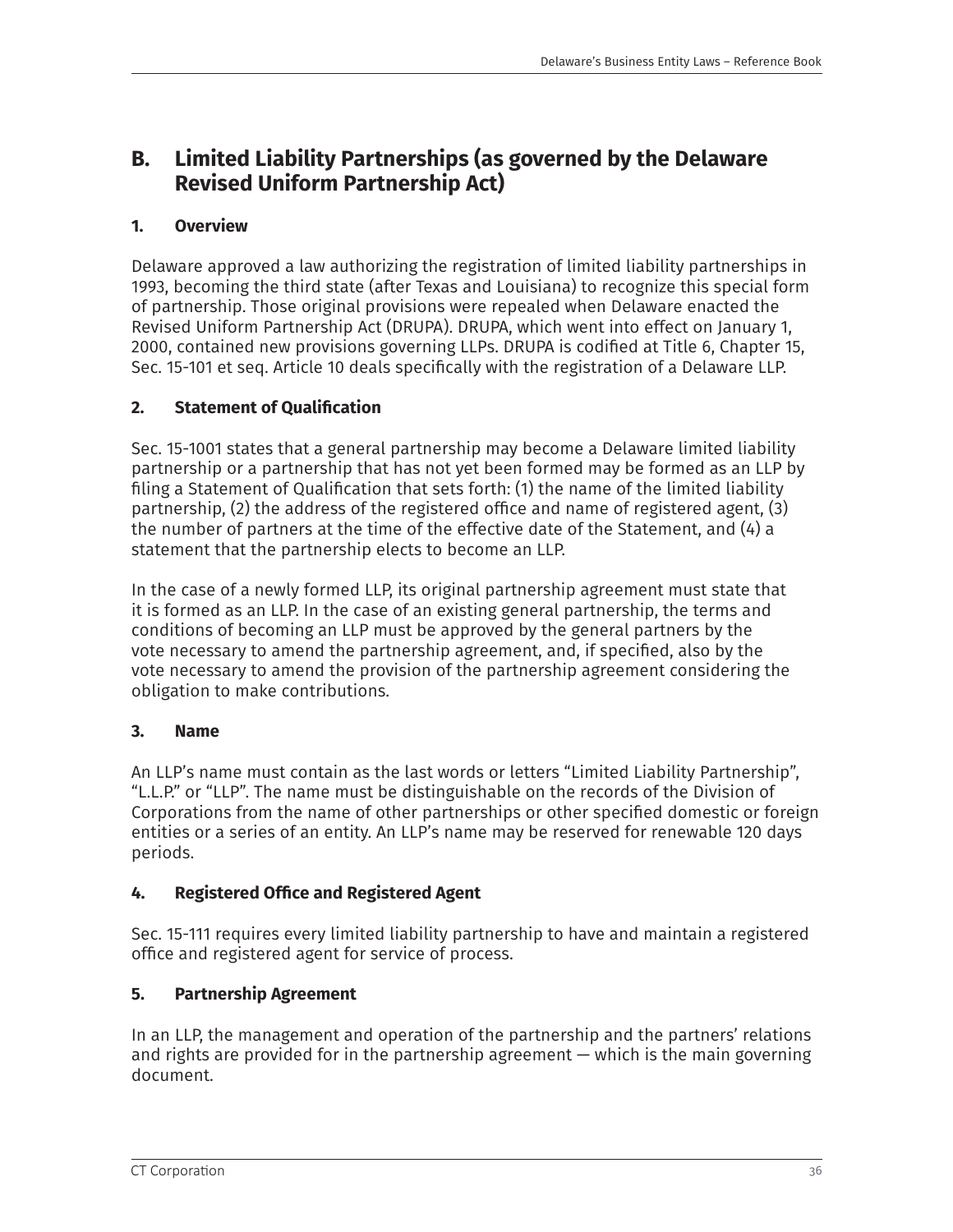## B. Limited Liability Partnerships (as governed by the Delaware Revised Uniform Partnership Act)

### 1. Overview

Delaware approved a law authorizing the registration of limited liability partnerships in 1993, becoming the third state (after Texas and Louisiana) to recognize this special form of partnership. Those original provisions were repealed when Delaware enacted the Revised Uniform Partnership Act (DRUPA). DRUPA, which went into effect on January 1, 2000, contained new provisions governing LLPs. DRUPA is codified at Title 6, Chapter 15, Sec. 15-101 et seq. Article 10 deals specifically with the registration of a Delaware LLP.

### 2. Statement of Qualification

Sec. 15-1001 states that a general partnership may become a Delaware limited liability partnership or a partnership that has not yet been formed may be formed as an LLP by filing a Statement of Qualification that sets forth: (1) the name of the limited liability partnership, (2) the address of the registered office and name of registered agent, (3) the number of partners at the time of the effective date of the Statement, and (4) a statement that the partnership elects to become an LLP.

In the case of a newly formed LLP, its original partnership agreement must state that it is formed as an LLP. In the case of an existing general partnership, the terms and conditions of becoming an LLP must be approved by the general partners by the vote necessary to amend the partnership agreement, and, if specified, also by the vote necessary to amend the provision of the partnership agreement considering the obligation to make contributions.

### 3. Name

An LLP's name must contain as the last words or letters "Limited Liability Partnership", "L.L.P." or "LLP". The name must be distinguishable on the records of the Division of Corporations from the name of other partnerships or other specified domestic or foreign entities or a series of an entity. An LLP's name may be reserved for renewable 120 days periods.

### 4. Registered Office and Registered Agent

Sec. 15-111 requires every limited liability partnership to have and maintain a registered office and registered agent for service of process.

### 5. Partnership Agreement

In an LLP, the management and operation of the partnership and the partners' relations and rights are provided for in the partnership agreement — which is the main governing document.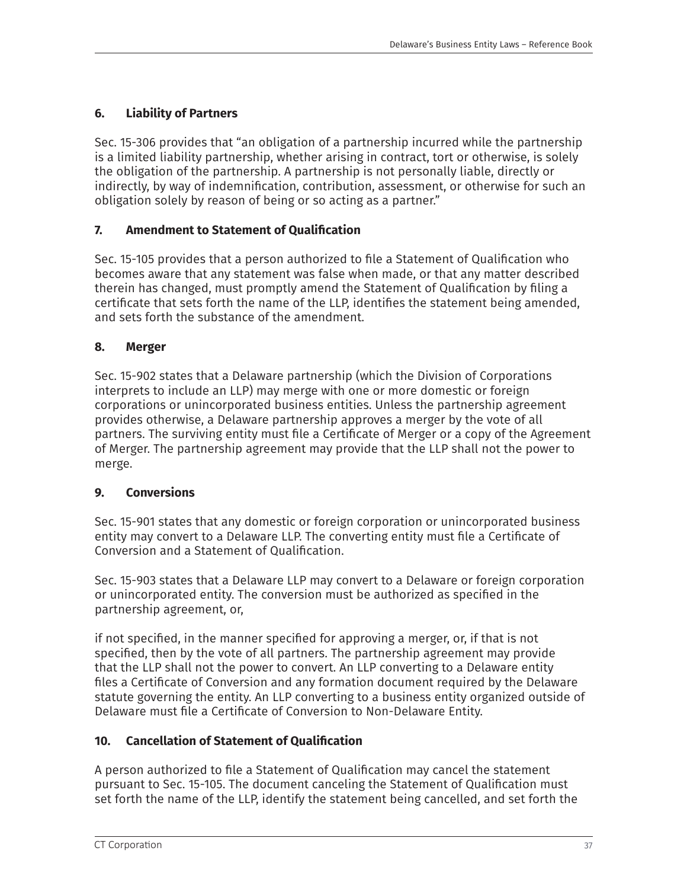### 6. Liability of Partners

Sec. 15-306 provides that "an obligation of a partnership incurred while the partnership is a limited liability partnership, whether arising in contract, tort or otherwise, is solely the obligation of the partnership. A partnership is not personally liable, directly or indirectly, by way of indemnification, contribution, assessment, or otherwise for such an obligation solely by reason of being or so acting as a partner."

### 7. Amendment to Statement of Qualification

Sec. 15-105 provides that a person authorized to file a Statement of Qualification who becomes aware that any statement was false when made, or that any matter described therein has changed, must promptly amend the Statement of Qualification by filing a certificate that sets forth the name of the LLP, identifies the statement being amended, and sets forth the substance of the amendment.

### 8. Merger

Sec. 15-902 states that a Delaware partnership (which the Division of Corporations interprets to include an LLP) may merge with one or more domestic or foreign corporations or unincorporated business entities. Unless the partnership agreement provides otherwise, a Delaware partnership approves a merger by the vote of all partners. The surviving entity must file a Certificate of Merger or a copy of the Agreement of Merger. The partnership agreement may provide that the LLP shall not the power to merge.

### 9. Conversions

Sec. 15-901 states that any domestic or foreign corporation or unincorporated business entity may convert to a Delaware LLP. The converting entity must file a Certificate of Conversion and a Statement of Qualification.

Sec. 15-903 states that a Delaware LLP may convert to a Delaware or foreign corporation or unincorporated entity. The conversion must be authorized as specified in the partnership agreement, or,

if not specified, in the manner specified for approving a merger, or, if that is not specified, then by the vote of all partners. The partnership agreement may provide that the LLP shall not the power to convert. An LLP converting to a Delaware entity files a Certificate of Conversion and any formation document required by the Delaware statute governing the entity. An LLP converting to a business entity organized outside of Delaware must file a Certificate of Conversion to Non-Delaware Entity.

### 10. Cancellation of Statement of Qualification

A person authorized to file a Statement of Qualification may cancel the statement pursuant to Sec. 15-105. The document canceling the Statement of Qualification must set forth the name of the LLP, identify the statement being cancelled, and set forth the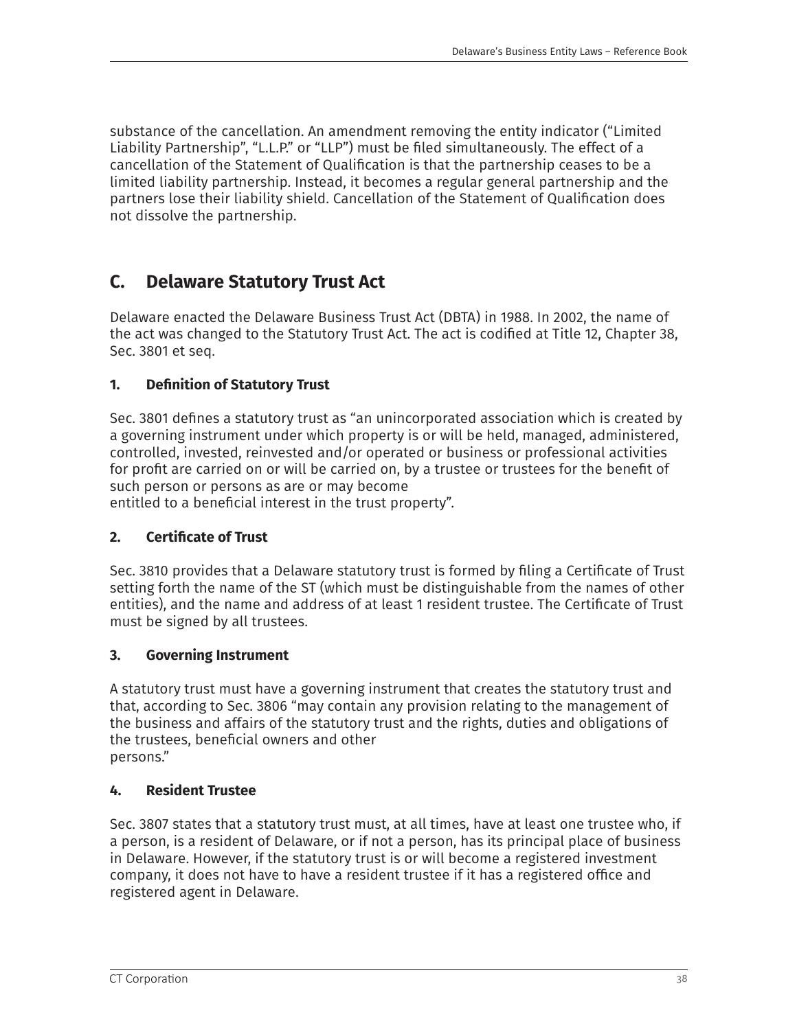substance of the cancellation. An amendment removing the entity indicator ("Limited Liability Partnership", "L.L.P." or "LLP") must be filed simultaneously. The effect of a cancellation of the Statement of Qualification is that the partnership ceases to be a limited liability partnership. Instead, it becomes a regular general partnership and the partners lose their liability shield. Cancellation of the Statement of Qualification does not dissolve the partnership.

## C. Delaware Statutory Trust Act

Delaware enacted the Delaware Business Trust Act (DBTA) in 1988. In 2002, the name of the act was changed to the Statutory Trust Act. The act is codified at Title 12, Chapter 38, Sec. 3801 et seq.

### 1. Definition of Statutory Trust

Sec. 3801 defines a statutory trust as "an unincorporated association which is created by a governing instrument under which property is or will be held, managed, administered, controlled, invested, reinvested and/or operated or business or professional activities for profit are carried on or will be carried on, by a trustee or trustees for the benefit of such person or persons as are or may become entitled to a beneficial interest in the trust property".

### 2. Certificate of Trust

Sec. 3810 provides that a Delaware statutory trust is formed by filing a Certificate of Trust setting forth the name of the ST (which must be distinguishable from the names of other entities), and the name and address of at least 1 resident trustee. The Certificate of Trust must be signed by all trustees.

### 3. Governing Instrument

A statutory trust must have a governing instrument that creates the statutory trust and that, according to Sec. 3806 "may contain any provision relating to the management of the business and affairs of the statutory trust and the rights, duties and obligations of the trustees, beneficial owners and other persons."

### 4. Resident Trustee

Sec. 3807 states that a statutory trust must, at all times, have at least one trustee who, if a person, is a resident of Delaware, or if not a person, has its principal place of business in Delaware. However, if the statutory trust is or will become a registered investment company, it does not have to have a resident trustee if it has a registered office and registered agent in Delaware.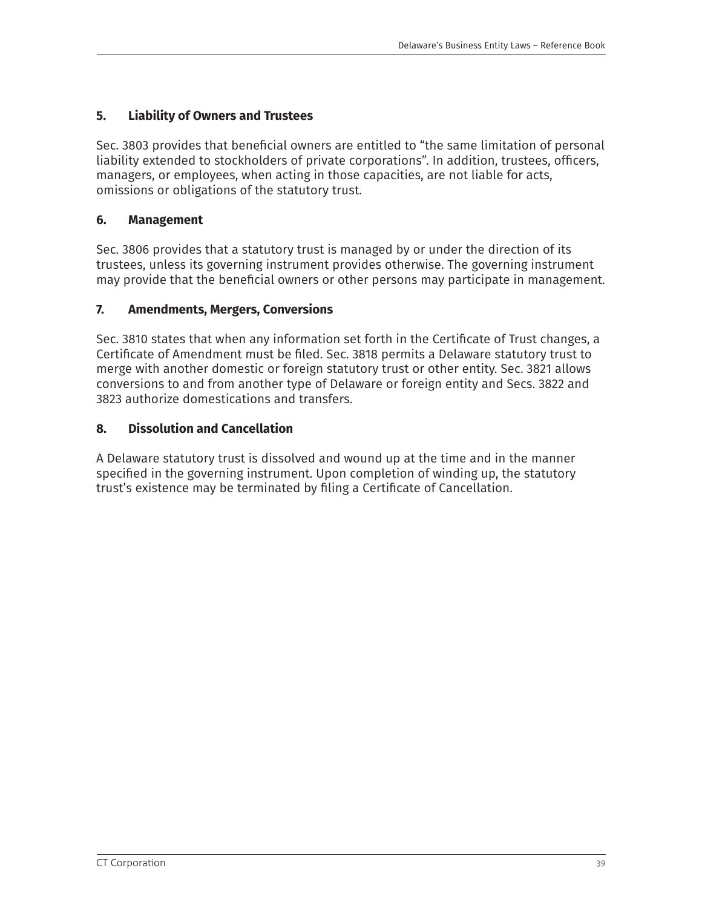### 5. Liability of Owners and Trustees

Sec. 3803 provides that beneficial owners are entitled to "the same limitation of personal liability extended to stockholders of private corporations". In addition, trustees, officers, managers, or employees, when acting in those capacities, are not liable for acts, omissions or obligations of the statutory trust.

### 6. Management

Sec. 3806 provides that a statutory trust is managed by or under the direction of its trustees, unless its governing instrument provides otherwise. The governing instrument may provide that the beneficial owners or other persons may participate in management.

### 7. Amendments, Mergers, Conversions

Sec. 3810 states that when any information set forth in the Certificate of Trust changes, a Certificate of Amendment must be filed. Sec. 3818 permits a Delaware statutory trust to merge with another domestic or foreign statutory trust or other entity. Sec. 3821 allows conversions to and from another type of Delaware or foreign entity and Secs. 3822 and 3823 authorize domestications and transfers.

### 8. Dissolution and Cancellation

A Delaware statutory trust is dissolved and wound up at the time and in the manner specified in the governing instrument. Upon completion of winding up, the statutory trust's existence may be terminated by filing a Certificate of Cancellation.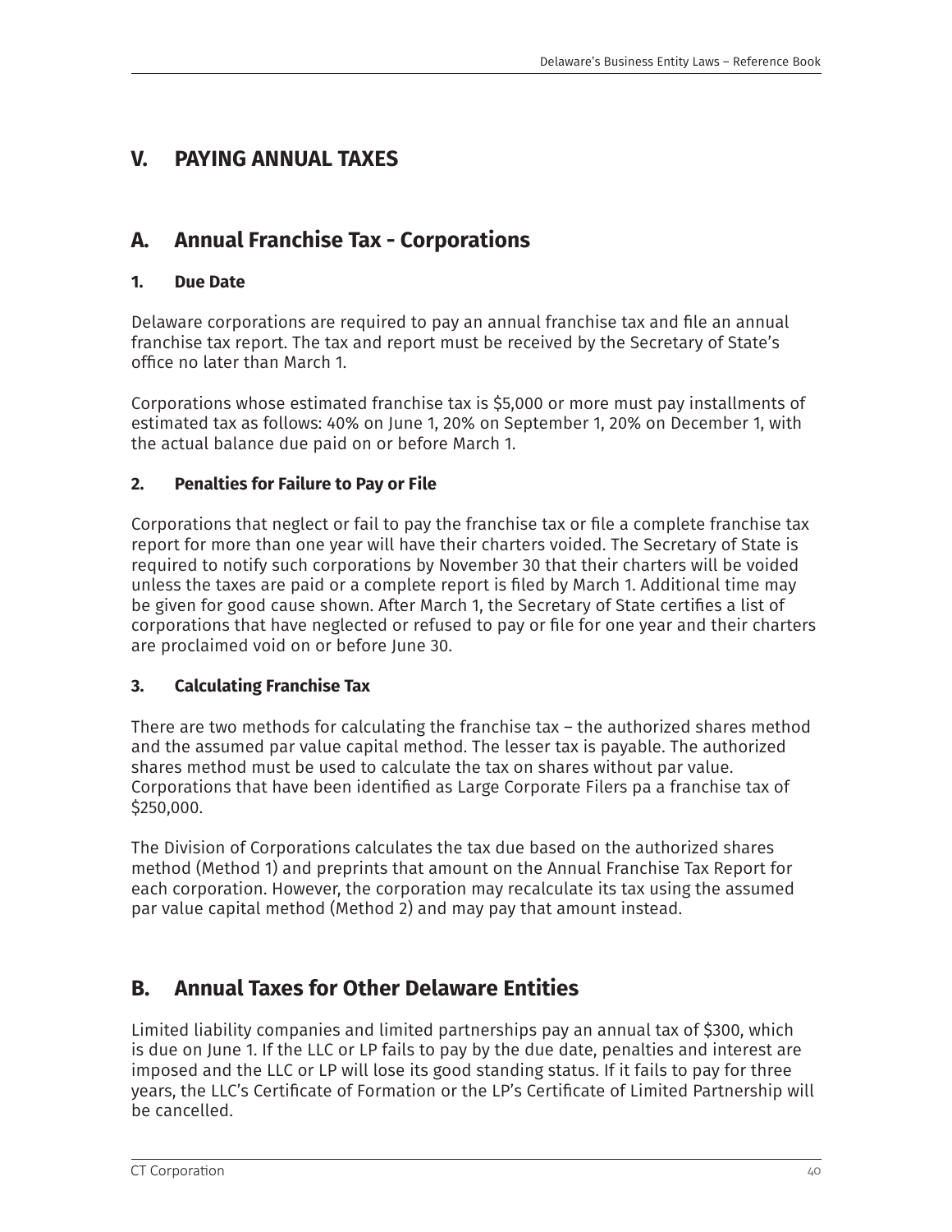# V. PAYING ANNUAL TAXES

## A. Annual Franchise Tax - Corporations

### 1. Due Date

Delaware corporations are required to pay an annual franchise tax and file an annual franchise tax report. The tax and report must be received by the Secretary of State's office no later than March 1.

Corporations whose estimated franchise tax is $5,000 or more must pay installments of estimated tax as follows: 40% on June 1, 20% on September 1, 20% on December 1, with the actual balance due paid on or before March 1.

### 2. Penalties for Failure to Pay or File

Corporations that neglect or fail to pay the franchise tax or file a complete franchise tax report for more than one year will have their charters voided. The Secretary of State is required to notify such corporations by November 30 that their charters will be voided unless the taxes are paid or a complete report is filed by March 1. Additional time may be given for good cause shown. After March 1, the Secretary of State certifies a list of corporations that have neglected or refused to pay or file for one year and their charters are proclaimed void on or before June 30.

### 3. Calculating Franchise Tax

There are two methods for calculating the franchise tax – the authorized shares method and the assumed par value capital method. The lesser tax is payable. The authorized shares method must be used to calculate the tax on shares without par value. Corporations that have been identified as Large Corporate Filers pa a franchise tax of $250,000.

The Division of Corporations calculates the tax due based on the authorized shares method (Method 1) and preprints that amount on the Annual Franchise Tax Report for each corporation. However, the corporation may recalculate its tax using the assumed par value capital method (Method 2) and may pay that amount instead.

## B. Annual Taxes for Other Delaware Entities

Limited liability companies and limited partnerships pay an annual tax of $300, which is due on June 1. If the LLC or LP fails to pay by the due date, penalties and interest are imposed and the LLC or LP will lose its good standing status. If it fails to pay for three years, the LLC's Certificate of Formation or the LP's Certificate of Limited Partnership will be cancelled.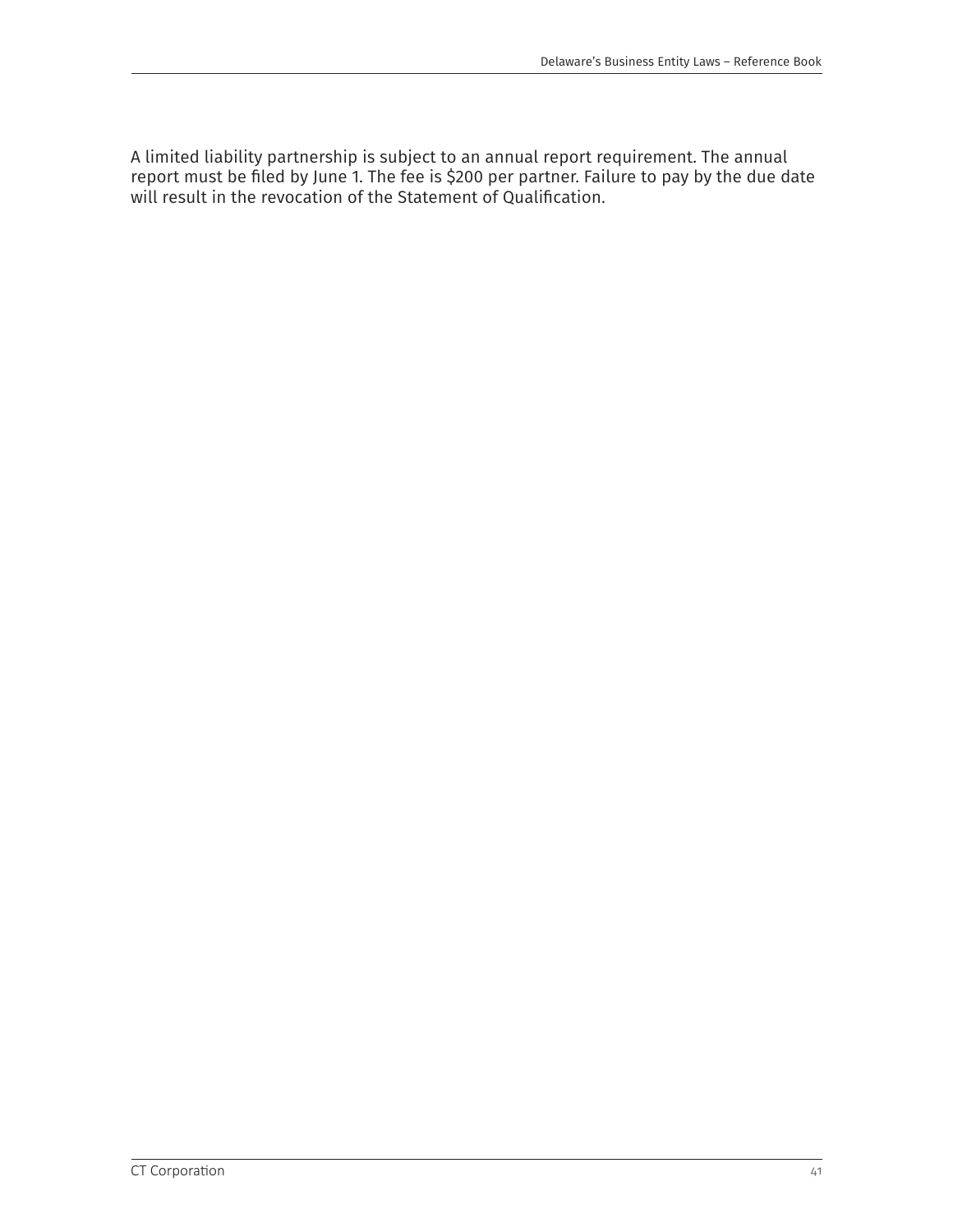A limited liability partnership is subject to an annual report requirement. The annual report must be filed by June 1. The fee is $200 per partner. Failure to pay by the due date will result in the revocation of the Statement of Qualification.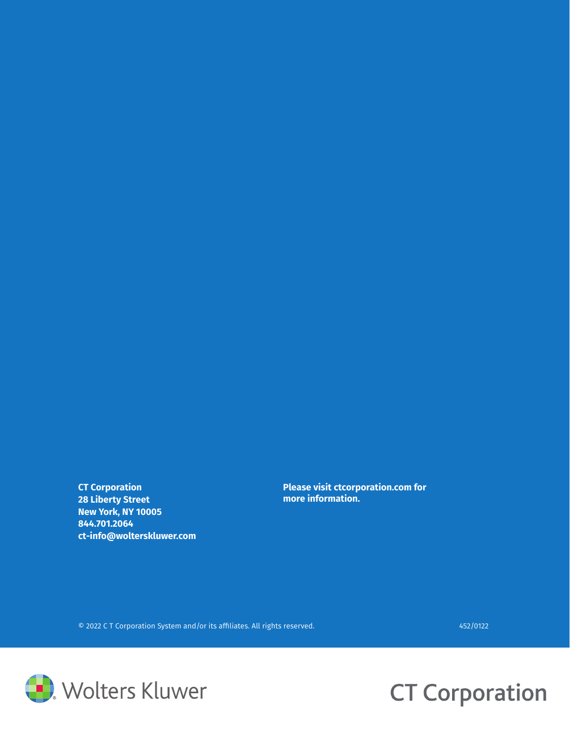**CT Corporation**
**28 Liberty Street**
**New York, NY 10005**
**844.701.2064**
**ct-info@wolterskluwer.com**

**Please visit ctcorporation.com for more information.**

© 2022 C T Corporation System and/or its affiliates. All rights reserved.

452/0122

Wolters Kluwer

CT Corporation